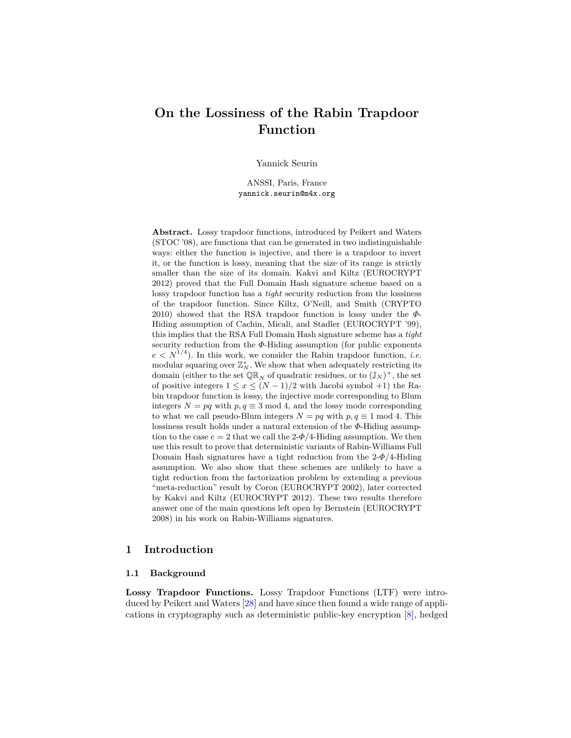# On the Lossiness of the Rabin Trapdoor Function

Yannick Seurin

ANSSI, Paris, France
yannick.seurin@m4x.org

**Abstract.** Lossy trapdoor functions, introduced by Peikert and Waters (STOC '08), are functions that can be generated in two indistinguishable ways: either the function is injective, and there is a trapdoor to invert it, or the function is lossy, meaning that the size of its range is strictly smaller than the size of its domain. Kakvi and Kiltz (EUROCRYPT 2012) proved that the Full Domain Hash signature scheme based on a lossy trapdoor function has a *tight* security reduction from the lossiness of the trapdoor function. Since Kiltz, O'Neill, and Smith (CRYPTO 2010) showed that the RSA trapdoor function is lossy under the $\Phi$-Hiding assumption of Cachin, Micali, and Stadler (EUROCRYPT '99), this implies that the RSA Full Domain Hash signature scheme has a *tight* security reduction from the $\Phi$-Hiding assumption (for public exponents $e < N^{1/4}$). In this work, we consider the Rabin trapdoor function, *i.e.* modular squaring over $\mathbb{Z}_N^*$. We show that when adequately restricting its domain (either to the set $\mathbb{QR}_N$ of quadratic residues, or to $(\mathbb{J}_N)^+$, the set of positive integers $1 \leq x \leq (N-1)/2$ with Jacobi symbol $+1$) the Rabin trapdoor function is lossy, the injective mode corresponding to Blum integers $N = pq$ with $p, q \equiv 3 \bmod 4$, and the lossy mode corresponding to what we call pseudo-Blum integers $N = pq$ with $p, q \equiv 1 \bmod 4$. This lossiness result holds under a natural extension of the $\Phi$-Hiding assumption to the case $e = 2$ that we call the 2-$\Phi$/4-Hiding assumption. We then use this result to prove that deterministic variants of Rabin-Williams Full Domain Hash signatures have a tight reduction from the 2-$\Phi$/4-Hiding assumption. We also show that these schemes are unlikely to have a tight reduction from the factorization problem by extending a previous "meta-reduction" result by Coron (EUROCRYPT 2002), later corrected by Kakvi and Kiltz (EUROCRYPT 2012). These two results therefore answer one of the main questions left open by Bernstein (EUROCRYPT 2008) in his work on Rabin-Williams signatures.

## 1 Introduction

### 1.1 Background

**Lossy Trapdoor Functions.** Lossy Trapdoor Functions (LTF) were introduced by Peikert and Waters [28] and have since then found a wide range of applications in cryptography such as deterministic public-key encryption [8], hedged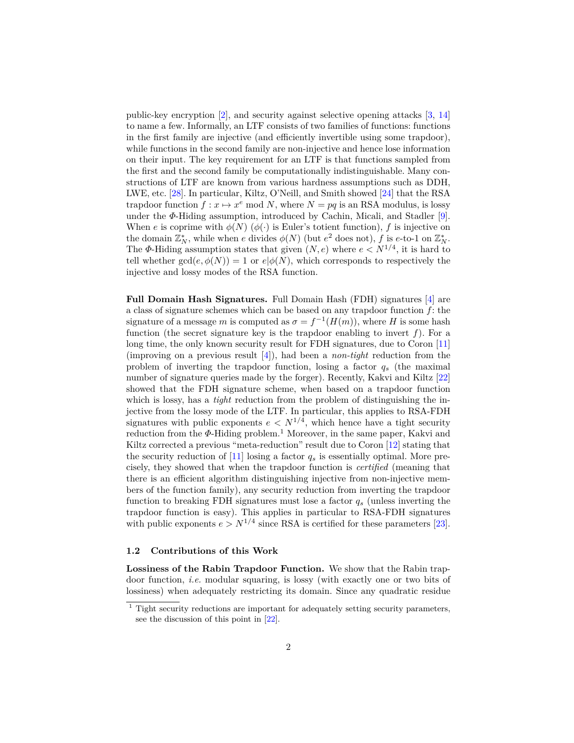public-key encryption [2], and security against selective opening attacks [3, 14] to name a few. Informally, an LTF consists of two families of functions: functions in the first family are injective (and efficiently invertible using some trapdoor), while functions in the second family are non-injective and hence lose information on their input. The key requirement for an LTF is that functions sampled from the first and the second family be computationally indistinguishable. Many constructions of LTF are known from various hardness assumptions such as DDH, LWE, etc. [28]. In particular, Kiltz, O'Neill, and Smith showed [24] that the RSA trapdoor function $f : x \mapsto x^e \bmod N$, where $N = pq$ is an RSA modulus, is lossy under the $\Phi$-Hiding assumption, introduced by Cachin, Micali, and Stadler [9]. When $e$ is coprime with $\phi(N)$ ($\phi(\cdot)$ is Euler's totient function), $f$ is injective on the domain $\mathbb{Z}_N^*$, while when $e$ divides $\phi(N)$ (but $e^2$ does not), $f$ is $e$-to-1 on $\mathbb{Z}_N^*$. The $\Phi$-Hiding assumption states that given $(N, e)$ where $e < N^{1/4}$, it is hard to tell whether $\gcd(e, \phi(N)) = 1$ or $e|\phi(N)$, which corresponds to respectively the injective and lossy modes of the RSA function.

**Full Domain Hash Signatures.** Full Domain Hash (FDH) signatures [4] are a class of signature schemes which can be based on any trapdoor function $f$: the signature of a message $m$ is computed as $\sigma = f^{-1}(H(m))$, where $H$ is some hash function (the secret signature key is the trapdoor enabling to invert $f$). For a long time, the only known security result for FDH signatures, due to Coron [11] (improving on a previous result [4]), had been a *non-tight* reduction from the problem of inverting the trapdoor function, losing a factor $q_s$ (the maximal number of signature queries made by the forger). Recently, Kakvi and Kiltz [22] showed that the FDH signature scheme, when based on a trapdoor function which is lossy, has a *tight* reduction from the problem of distinguishing the injective from the lossy mode of the LTF. In particular, this applies to RSA-FDH signatures with public exponents $e < N^{1/4}$, which hence have a tight security reduction from the $\Phi$-Hiding problem.[1] Moreover, in the same paper, Kakvi and Kiltz corrected a previous "meta-reduction" result due to Coron [12] stating that the security reduction of [11] losing a factor $q_s$ is essentially optimal. More precisely, they showed that when the trapdoor function is *certified* (meaning that there is an efficient algorithm distinguishing injective from non-injective members of the function family), any security reduction from inverting the trapdoor function to breaking FDH signatures must lose a factor $q_s$ (unless inverting the trapdoor function is easy). This applies in particular to RSA-FDH signatures with public exponents $e > N^{1/4}$ since RSA is certified for these parameters [23].

### 1.2 Contributions of this Work

**Lossiness of the Rabin Trapdoor Function.** We show that the Rabin trapdoor function, *i.e.* modular squaring, is lossy (with exactly one or two bits of lossiness) when adequately restricting its domain. Since any quadratic residue

[1] Tight security reductions are important for adequately setting security parameters, see the discussion of this point in [22].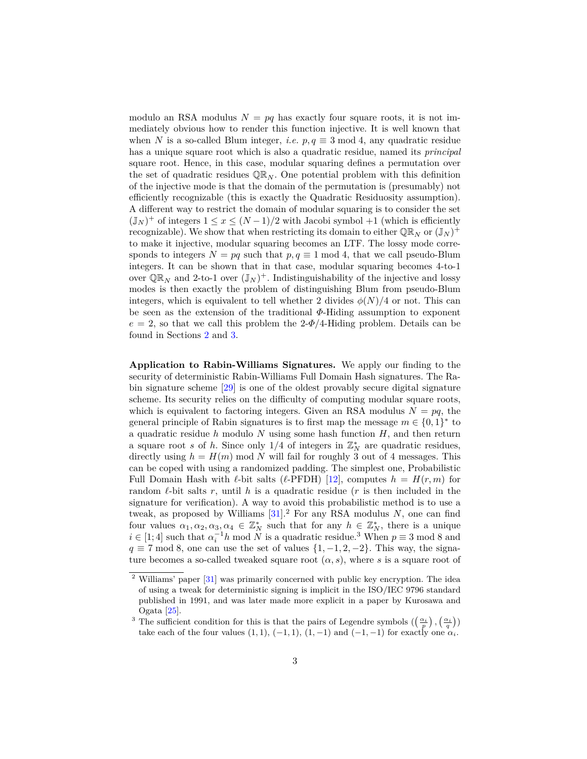modulo an RSA modulus $N = pq$ has exactly four square roots, it is not immediately obvious how to render this function injective. It is well known that when $N$ is a so-called Blum integer, *i.e.* $p, q \equiv 3 \bmod 4$, any quadratic residue has a unique square root which is also a quadratic residue, named its *principal* square root. Hence, in this case, modular squaring defines a permutation over the set of quadratic residues $\mathbb{QR}_N$. One potential problem with this definition of the injective mode is that the domain of the permutation is (presumably) not efficiently recognizable (this is exactly the Quadratic Residuosity assumption). A different way to restrict the domain of modular squaring is to consider the set $(\mathbb{J}_N)^+$ of integers $1 \leq x \leq (N-1)/2$ with Jacobi symbol $+1$ (which is efficiently recognizable). We show that when restricting its domain to either $\mathbb{QR}_N$ or $(\mathbb{J}_N)^+$ to make it injective, modular squaring becomes an LTF. The lossy mode corresponds to integers $N = pq$ such that $p, q \equiv 1 \bmod 4$, that we call pseudo-Blum integers. It can be shown that in that case, modular squaring becomes 4-to-1 over $\mathbb{QR}_N$ and 2-to-1 over $(\mathbb{J}_N)^+$. Indistinguishability of the injective and lossy modes is then exactly the problem of distinguishing Blum from pseudo-Blum integers, which is equivalent to tell whether 2 divides $\phi(N)/4$ or not. This can be seen as the extension of the traditional $\Phi$-Hiding assumption to exponent $e = 2$, so that we call this problem the 2-$\Phi$/4-Hiding problem. Details can be found in Sections 2 and 3.

**Application to Rabin-Williams Signatures.** We apply our finding to the security of deterministic Rabin-Williams Full Domain Hash signatures. The Rabin signature scheme [29] is one of the oldest provably secure digital signature scheme. Its security relies on the difficulty of computing modular square roots, which is equivalent to factoring integers. Given an RSA modulus $N = pq$, the general principle of Rabin signatures is to first map the message $m \in \{0,1\}^*$ to a quadratic residue $h$ modulo $N$ using some hash function $H$, and then return a square root $s$ of $h$. Since only 1/4 of integers in $\mathbb{Z}_N^*$ are quadratic residues, directly using $h = H(m) \bmod N$ will fail for roughly 3 out of 4 messages. This can be coped with using a randomized padding. The simplest one, Probabilistic Full Domain Hash with $\ell$-bit salts ($\ell$-PFDH) [12], computes $h = H(r, m)$ for random $\ell$-bit salts $r$, until $h$ is a quadratic residue ($r$ is then included in the signature for verification). A way to avoid this probabilistic method is to use a tweak, as proposed by Williams [31].[2] For any RSA modulus $N$, one can find four values $\alpha_1, \alpha_2, \alpha_3, \alpha_4 \in \mathbb{Z}_N^*$ such that for any $h \in \mathbb{Z}_N^*$, there is a unique $i \in [1;4]$ such that $\alpha_i^{-1} h \bmod N$ is a quadratic residue.[3] When $p \equiv 3 \bmod 8$ and $q \equiv 7 \bmod 8$, one can use the set of values $\{1, -1, 2, -2\}$. This way, the signature becomes a so-called tweaked square root $(\alpha, s)$, where $s$ is a square root of

[2] Williams' paper [31] was primarily concerned with public key encryption. The idea of using a tweak for deterministic signing is implicit in the ISO/IEC 9796 standard published in 1991, and was later made more explicit in a paper by Kurosawa and Ogata [25].

[3] The sufficient condition for this is that the pairs of Legendre symbols $\left(\left(\frac{\alpha_i}{p}\right), \left(\frac{\alpha_i}{q}\right)\right)$ take each of the four values $(1,1)$, $(-1,1)$, $(1,-1)$ and $(-1,-1)$ for exactly one $\alpha_i$.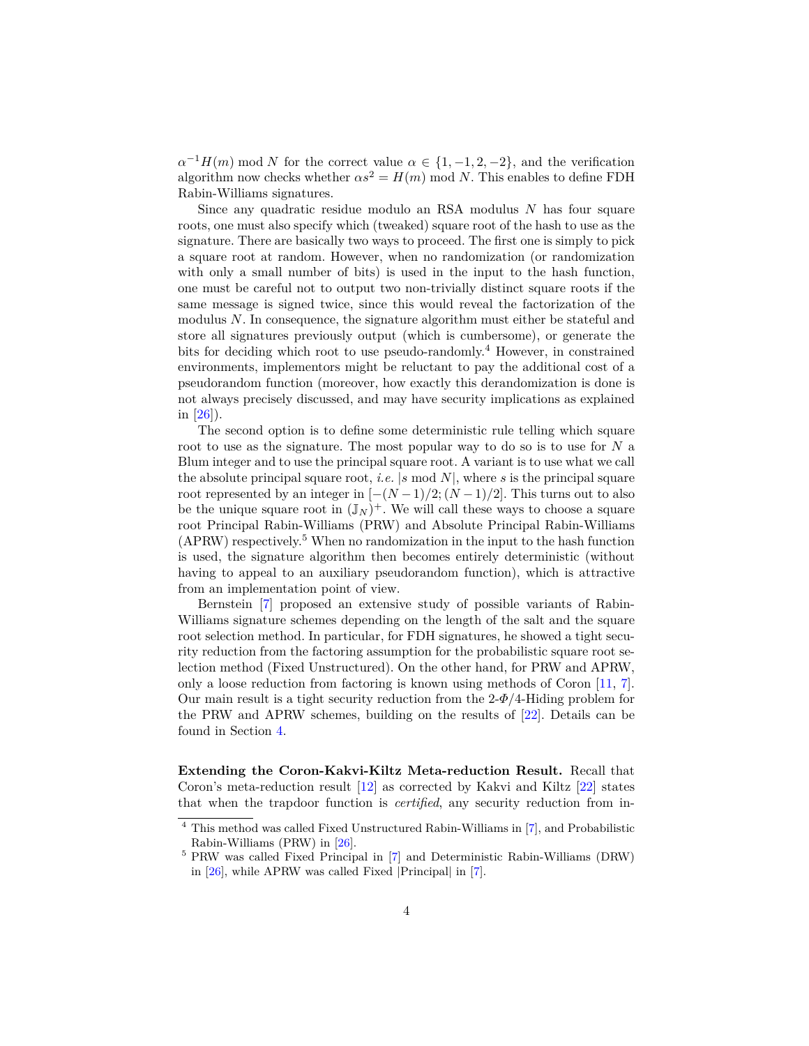$\alpha^{-1}H(m) \bmod N$ for the correct value $\alpha \in \{1, -1, 2, -2\}$, and the verification algorithm now checks whether $\alpha s^2 = H(m) \bmod N$. This enables to define FDH Rabin-Williams signatures.

Since any quadratic residue modulo an RSA modulus $N$ has four square roots, one must also specify which (tweaked) square root of the hash to use as the signature. There are basically two ways to proceed. The first one is simply to pick a square root at random. However, when no randomization (or randomization with only a small number of bits) is used in the input to the hash function, one must be careful not to output two non-trivially distinct square roots if the same message is signed twice, since this would reveal the factorization of the modulus $N$. In consequence, the signature algorithm must either be stateful and store all signatures previously output (which is cumbersome), or generate the bits for deciding which root to use pseudo-randomly.[4] However, in constrained environments, implementors might be reluctant to pay the additional cost of a pseudorandom function (moreover, how exactly this derandomization is done is not always precisely discussed, and may have security implications as explained in [26]).

The second option is to define some deterministic rule telling which square root to use as the signature. The most popular way to do so is to use for $N$ a Blum integer and to use the principal square root. A variant is to use what we call the absolute principal square root, *i.e.* $|s \bmod N|$, where $s$ is the principal square root represented by an integer in $[-(N-1)/2; (N-1)/2]$. This turns out to also be the unique square root in $(\mathbb{J}_N)^+$. We will call these ways to choose a square root Principal Rabin-Williams (PRW) and Absolute Principal Rabin-Williams (APRW) respectively.[5] When no randomization in the input to the hash function is used, the signature algorithm then becomes entirely deterministic (without having to appeal to an auxiliary pseudorandom function), which is attractive from an implementation point of view.

Bernstein [7] proposed an extensive study of possible variants of Rabin-Williams signature schemes depending on the length of the salt and the square root selection method. In particular, for FDH signatures, he showed a tight security reduction from the factoring assumption for the probabilistic square root selection method (Fixed Unstructured). On the other hand, for PRW and APRW, only a loose reduction from factoring is known using methods of Coron [11, 7]. Our main result is a tight security reduction from the 2-$\Phi$/4-Hiding problem for the PRW and APRW schemes, building on the results of [22]. Details can be found in Section 4.

**Extending the Coron-Kakvi-Kiltz Meta-reduction Result.** Recall that Coron's meta-reduction result [12] as corrected by Kakvi and Kiltz [22] states that when the trapdoor function is *certified*, any security reduction from in-

[4] This method was called Fixed Unstructured Rabin-Williams in [7], and Probabilistic Rabin-Williams (PRW) in [26].

[5] PRW was called Fixed Principal in [7] and Deterministic Rabin-Williams (DRW) in [26], while APRW was called Fixed |Principal| in [7].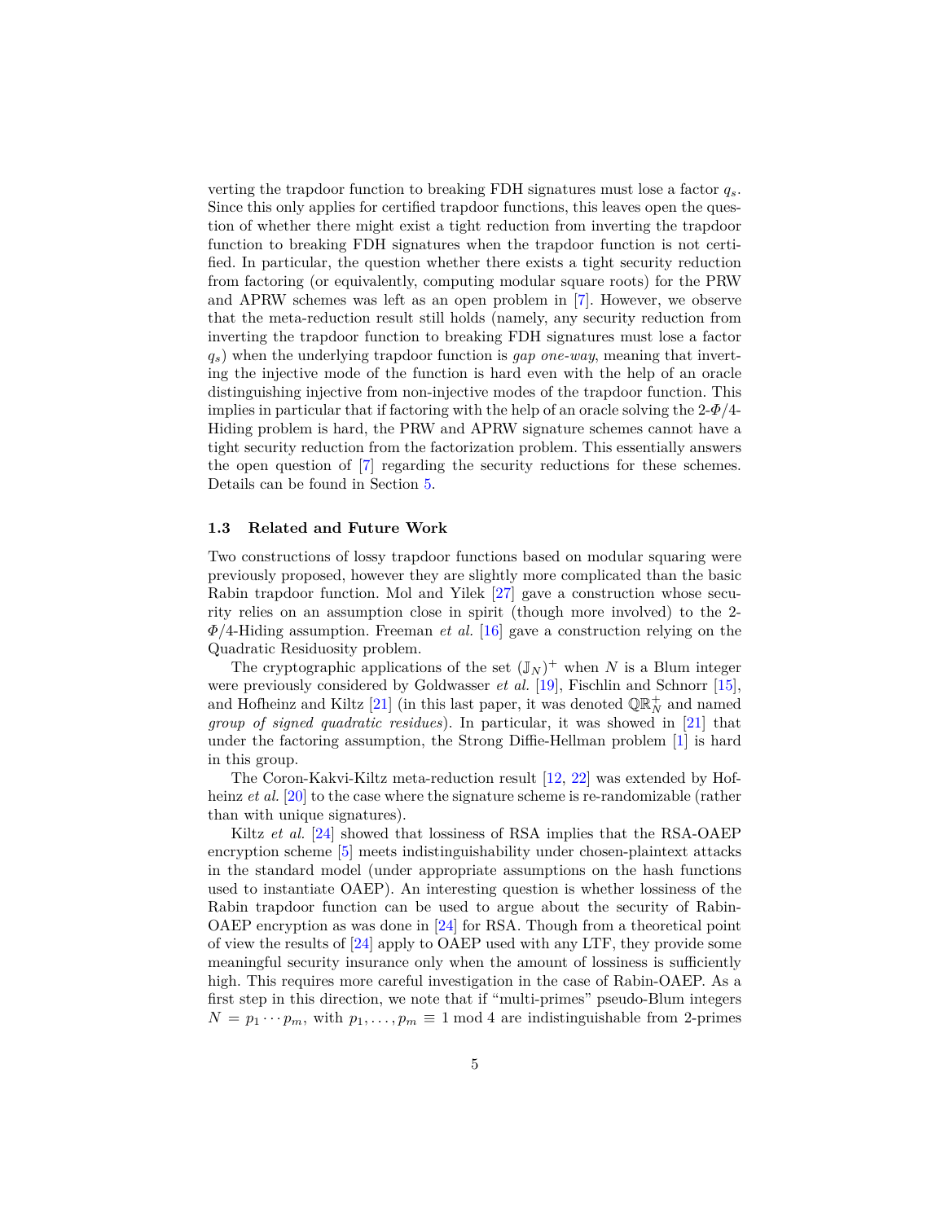verting the trapdoor function to breaking FDH signatures must lose a factor $q_s$. Since this only applies for certified trapdoor functions, this leaves open the question of whether there might exist a tight reduction from inverting the trapdoor function to breaking FDH signatures when the trapdoor function is not certified. In particular, the question whether there exists a tight security reduction from factoring (or equivalently, computing modular square roots) for the PRW and APRW schemes was left as an open problem in [7]. However, we observe that the meta-reduction result still holds (namely, any security reduction from inverting the trapdoor function to breaking FDH signatures must lose a factor $q_s$) when the underlying trapdoor function is *gap one-way*, meaning that inverting the injective mode of the function is hard even with the help of an oracle distinguishing injective from non-injective modes of the trapdoor function. This implies in particular that if factoring with the help of an oracle solving the 2-$\Phi$/4-Hiding problem is hard, the PRW and APRW signature schemes cannot have a tight security reduction from the factorization problem. This essentially answers the open question of [7] regarding the security reductions for these schemes. Details can be found in Section 5.

### 1.3 Related and Future Work

Two constructions of lossy trapdoor functions based on modular squaring were previously proposed, however they are slightly more complicated than the basic Rabin trapdoor function. Mol and Yilek [27] gave a construction whose security relies on an assumption close in spirit (though more involved) to the 2-$\Phi$/4-Hiding assumption. Freeman *et al.* [16] gave a construction relying on the Quadratic Residuosity problem.

The cryptographic applications of the set $(\mathbb{J}_N)^+$ when $N$ is a Blum integer were previously considered by Goldwasser *et al.* [19], Fischlin and Schnorr [15], and Hofheinz and Kiltz [21] (in this last paper, it was denoted $\mathbb{QR}_N^+$ and named *group of signed quadratic residues*). In particular, it was showed in [21] that under the factoring assumption, the Strong Diffie-Hellman problem [1] is hard in this group.

The Coron-Kakvi-Kiltz meta-reduction result [12, 22] was extended by Hofheinz *et al.* [20] to the case where the signature scheme is re-randomizable (rather than with unique signatures).

Kiltz *et al.* [24] showed that lossiness of RSA implies that the RSA-OAEP encryption scheme [5] meets indistinguishability under chosen-plaintext attacks in the standard model (under appropriate assumptions on the hash functions used to instantiate OAEP). An interesting question is whether lossiness of the Rabin trapdoor function can be used to argue about the security of Rabin-OAEP encryption as was done in [24] for RSA. Though from a theoretical point of view the results of [24] apply to OAEP used with any LTF, they provide some meaningful security insurance only when the amount of lossiness is sufficiently high. This requires more careful investigation in the case of Rabin-OAEP. As a first step in this direction, we note that if "multi-primes" pseudo-Blum integers $N = p_1 \cdots p_m$, with $p_1, \ldots, p_m \equiv 1 \bmod 4$ are indistinguishable from 2-primes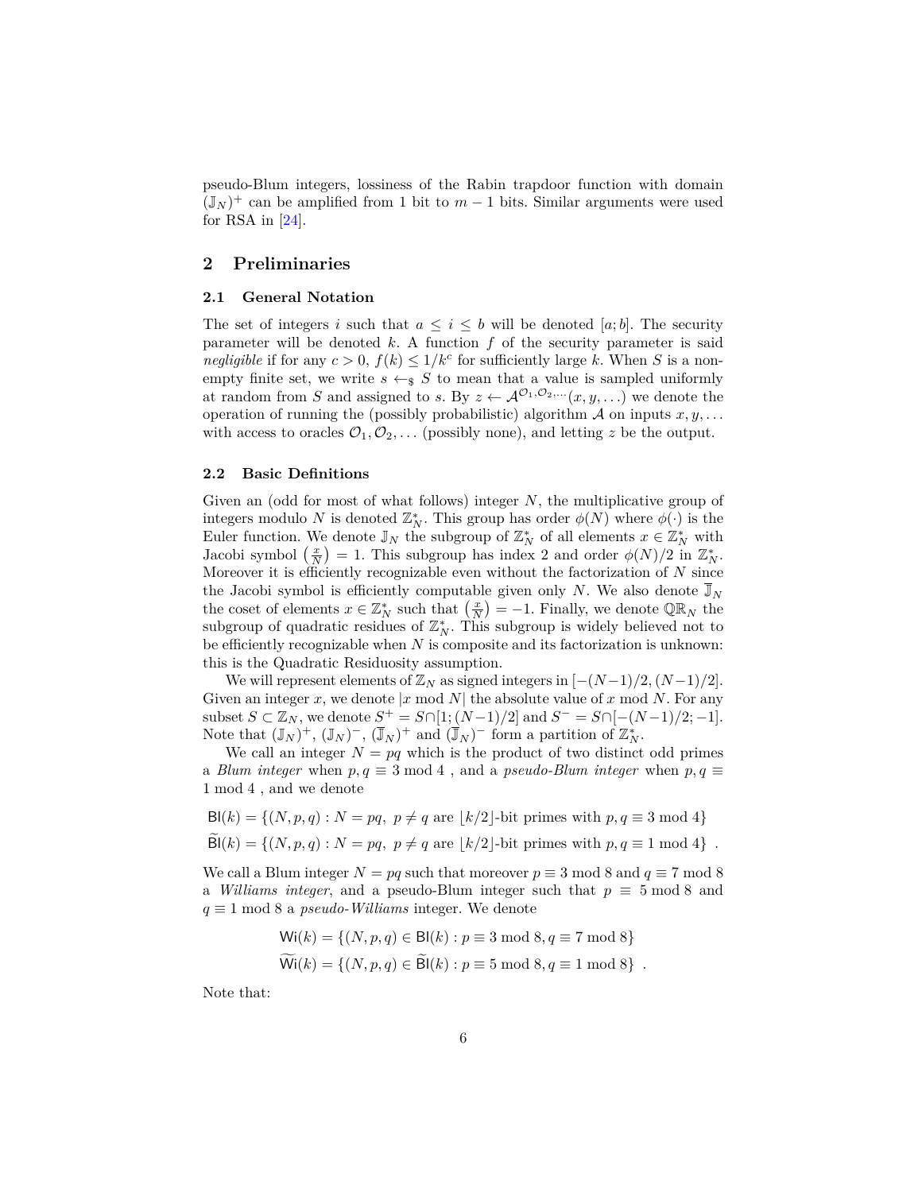pseudo-Blum integers, lossiness of the Rabin trapdoor function with domain $(\mathbb{J}_N)^+$ can be amplified from 1 bit to $m-1$ bits. Similar arguments were used for RSA in [24].

## 2 Preliminaries

### 2.1 General Notation

The set of integers $i$ such that $a \le i \le b$ will be denoted $[a; b]$. The security parameter will be denoted $k$. A function $f$ of the security parameter is said *negligible* if for any $c > 0$, $f(k) \le 1/k^c$ for sufficiently large $k$. When $S$ is a non-empty finite set, we write $s \leftarrow_\$ S$ to mean that a value is sampled uniformly at random from $S$ and assigned to $s$. By $z \leftarrow \mathcal{A}^{\mathcal{O}_1, \mathcal{O}_2, \dots}(x, y, \dots)$ we denote the operation of running the (possibly probabilistic) algorithm $\mathcal{A}$ on inputs $x, y, \dots$ with access to oracles $\mathcal{O}_1, \mathcal{O}_2, \dots$ (possibly none), and letting $z$ be the output.

### 2.2 Basic Definitions

Given an (odd for most of what follows) integer $N$, the multiplicative group of integers modulo $N$ is denoted $\mathbb{Z}_N^*$. This group has order $\phi(N)$ where $\phi(\cdot)$ is the Euler function. We denote $\mathbb{J}_N$ the subgroup of $\mathbb{Z}_N^*$ of all elements $x \in \mathbb{Z}_N^*$ with Jacobi symbol $\left(\frac{x}{N}\right) = 1$. This subgroup has index 2 and order $\phi(N)/2$ in $\mathbb{Z}_N^*$. Moreover it is efficiently recognizable even without the factorization of $N$ since the Jacobi symbol is efficiently computable given only $N$. We also denote $\overline{\mathbb{J}}_N$ the coset of elements $x \in \mathbb{Z}_N^*$ such that $\left(\frac{x}{N}\right) = -1$. Finally, we denote $\mathbb{QR}_N$ the subgroup of quadratic residues of $\mathbb{Z}_N^*$. This subgroup is widely believed not to be efficiently recognizable when $N$ is composite and its factorization is unknown: this is the Quadratic Residuosity assumption.

We will represent elements of $\mathbb{Z}_N$ as signed integers in $[-(N-1)/2, (N-1)/2]$. Given an integer $x$, we denote $|x \bmod N|$ the absolute value of $x \bmod N$. For any subset $S \subset \mathbb{Z}_N$, we denote $S^+ = S \cap [1; (N-1)/2]$ and $S^- = S \cap [-(N-1)/2; -1]$. Note that $(\mathbb{J}_N)^+$, $(\mathbb{J}_N)^-$, $(\overline{\mathbb{J}}_N)^+$ and $(\overline{\mathbb{J}}_N)^-$ form a partition of $\mathbb{Z}_N^*$.

We call an integer $N = pq$ which is the product of two distinct odd primes a *Blum integer* when $p, q \equiv 3 \bmod 4$ , and a *pseudo-Blum integer* when $p, q \equiv 1 \bmod 4$ , and we denote

$$\mathsf{Bl}(k) = \{(N, p, q) : N = pq,\ p \neq q \text{ are } \lfloor k/2 \rfloor\text{-bit primes with } p, q \equiv 3 \bmod 4\}$$
$$\widetilde{\mathsf{Bl}}(k) = \{(N, p, q) : N = pq,\ p \neq q \text{ are } \lfloor k/2 \rfloor\text{-bit primes with } p, q \equiv 1 \bmod 4\}\ .$$

We call a Blum integer $N = pq$ such that moreover $p \equiv 3 \bmod 8$ and $q \equiv 7 \bmod 8$ a *Williams integer*, and a pseudo-Blum integer such that $p \equiv 5 \bmod 8$ and $q \equiv 1 \bmod 8$ a *pseudo-Williams* integer. We denote

$$\mathsf{Wi}(k) = \{(N, p, q) \in \mathsf{Bl}(k) : p \equiv 3 \bmod 8, q \equiv 7 \bmod 8\}$$
$$\widetilde{\mathsf{Wi}}(k) = \{(N, p, q) \in \widetilde{\mathsf{Bl}}(k) : p \equiv 5 \bmod 8, q \equiv 1 \bmod 8\}\ .$$

Note that: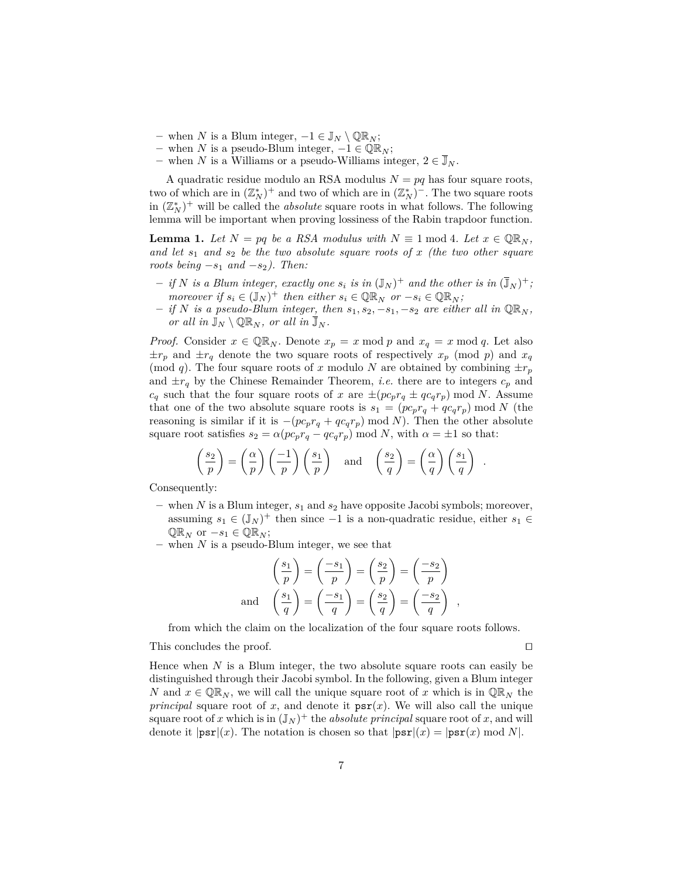- when $N$ is a Blum integer, $-1 \in \mathbb{J}_N \setminus \mathbb{QR}_N$;
- when $N$ is a pseudo-Blum integer, $-1 \in \mathbb{QR}_N$;
- when $N$ is a Williams or a pseudo-Williams integer, $2 \in \overline{\mathbb{J}}_N$.

A quadratic residue modulo an RSA modulus $N = pq$ has four square roots, two of which are in $(\mathbb{Z}_N^*)^+$ and two of which are in $(\mathbb{Z}_N^*)^-$. The two square roots in $(\mathbb{Z}_N^*)^+$ will be called the *absolute* square roots in what follows. The following lemma will be important when proving lossiness of the Rabin trapdoor function.

**Lemma 1.** *Let $N = pq$ be a RSA modulus with $N \equiv 1 \bmod 4$. Let $x \in \mathbb{QR}_N$, and let $s_1$ and $s_2$ be the two absolute square roots of $x$ (the two other square roots being $-s_1$ and $-s_2$). Then:*

- *if $N$ is a Blum integer, exactly one $s_i$ is in $(\mathbb{J}_N)^+$ and the other is in $(\overline{\mathbb{J}}_N)^+$; moreover if $s_i \in (\mathbb{J}_N)^+$ then either $s_i \in \mathbb{QR}_N$ or $-s_i \in \mathbb{QR}_N$;*
- *if $N$ is a pseudo-Blum integer, then $s_1, s_2, -s_1, -s_2$ are either all in $\mathbb{QR}_N$, or all in $\mathbb{J}_N \setminus \mathbb{QR}_N$, or all in $\overline{\mathbb{J}}_N$.*

*Proof.* Consider $x \in \mathbb{QR}_N$. Denote $x_p = x \bmod p$ and $x_q = x \bmod q$. Let also $\pm r_p$ and $\pm r_q$ denote the two square roots of respectively $x_p \pmod p$ and $x_q \pmod q$. The four square roots of $x$ modulo $N$ are obtained by combining $\pm r_p$ and $\pm r_q$ by the Chinese Remainder Theorem, *i.e.* there are to integers $c_p$ and $c_q$ such that the four square roots of $x$ are $\pm(pc_pr_q \pm qc_qr_p) \bmod N$. Assume that one of the two absolute square roots is $s_1 = (pc_pr_q + qc_qr_p) \bmod N$ (the reasoning is similar if it is $-(pc_pr_q + qc_qr_p) \bmod N$). Then the other absolute square root satisfies $s_2 = \alpha(pc_pr_q - qc_qr_p) \bmod N$, with $\alpha = \pm 1$ so that:

$$\left(\frac{s_2}{p}\right) = \left(\frac{\alpha}{p}\right)\left(\frac{-1}{p}\right)\left(\frac{s_1}{p}\right) \quad \text{and} \quad \left(\frac{s_2}{q}\right) = \left(\frac{\alpha}{q}\right)\left(\frac{s_1}{q}\right) \quad .$$

Consequently:

- when $N$ is a Blum integer, $s_1$ and $s_2$ have opposite Jacobi symbols; moreover, assuming $s_1 \in (\mathbb{J}_N)^+$ then since $-1$ is a non-quadratic residue, either $s_1 \in \mathbb{QR}_N$ or $-s_1 \in \mathbb{QR}_N$;
- when $N$ is a pseudo-Blum integer, we see that

$$\left(\frac{s_1}{p}\right) = \left(\frac{-s_1}{p}\right) = \left(\frac{s_2}{p}\right) = \left(\frac{-s_2}{p}\right)$$
$$\text{and} \quad \left(\frac{s_1}{q}\right) = \left(\frac{-s_1}{q}\right) = \left(\frac{s_2}{q}\right) = \left(\frac{-s_2}{q}\right) \quad ,$$

  from which the claim on the localization of the four square roots follows.

This concludes the proof. □

Hence when $N$ is a Blum integer, the two absolute square roots can easily be distinguished through their Jacobi symbol. In the following, given a Blum integer $N$ and $x \in \mathbb{QR}_N$, we will call the unique square root of $x$ which is in $\mathbb{QR}_N$ the *principal* square root of $x$, and denote it $\texttt{psr}(x)$. We will also call the unique square root of $x$ which is in $(\mathbb{J}_N)^+$ the *absolute principal* square root of $x$, and will denote it $|\texttt{psr}|(x)$. The notation is chosen so that $|\texttt{psr}|(x) = |\texttt{psr}(x) \bmod N|$.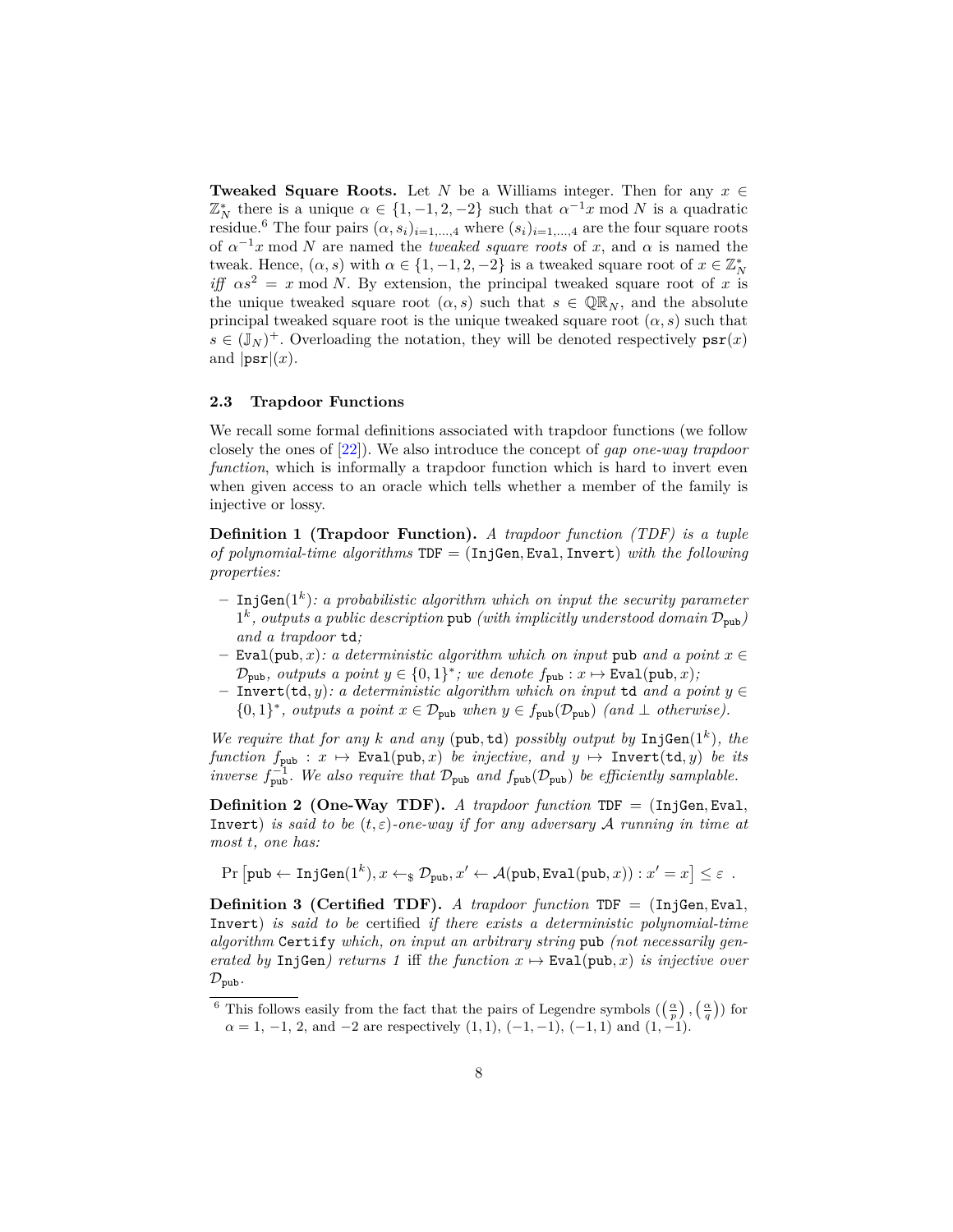**Tweaked Square Roots.** Let $N$ be a Williams integer. Then for any $x \in \mathbb{Z}_N^*$ there is a unique $\alpha \in \{1, -1, 2, -2\}$ such that $\alpha^{-1}x \bmod N$ is a quadratic residue.[6] The four pairs $(\alpha, s_i)_{i=1,\dots,4}$ where $(s_i)_{i=1,\dots,4}$ are the four square roots of $\alpha^{-1}x \bmod N$ are named the *tweaked square roots* of $x$, and $\alpha$ is named the tweak. Hence, $(\alpha, s)$ with $\alpha \in \{1, -1, 2, -2\}$ is a tweaked square root of $x \in \mathbb{Z}_N^*$ *iff* $\alpha s^2 = x \bmod N$. By extension, the principal tweaked square root of $x$ is the unique tweaked square root $(\alpha, s)$ such that $s \in \mathbb{QR}_N$, and the absolute principal tweaked square root is the unique tweaked square root $(\alpha, s)$ such that $s \in (\mathbb{J}_N)^+$. Overloading the notation, they will be denoted respectively $\mathtt{psr}(x)$ and $|\mathtt{psr}|(x)$.

### 2.3 Trapdoor Functions

We recall some formal definitions associated with trapdoor functions (we follow closely the ones of [22]). We also introduce the concept of *gap one-way trapdoor function*, which is informally a trapdoor function which is hard to invert even when given access to an oracle which tells whether a member of the family is injective or lossy.

**Definition 1 (Trapdoor Function).** *A trapdoor function (TDF) is a tuple of polynomial-time algorithms* $\mathtt{TDF} = (\mathtt{InjGen}, \mathtt{Eval}, \mathtt{Invert})$ *with the following properties:*

- $\mathtt{InjGen}(1^k)$*: a probabilistic algorithm which on input the security parameter* $1^k$*, outputs a public description* $\mathtt{pub}$ *(with implicitly understood domain* $\mathcal{D}_{\mathtt{pub}}$*) and a trapdoor* $\mathtt{td}$*;*
- $\mathtt{Eval}(\mathtt{pub}, x)$*: a deterministic algorithm which on input* $\mathtt{pub}$ *and a point* $x \in \mathcal{D}_{\mathtt{pub}}$*, outputs a point* $y \in \{0,1\}^*$*; we denote* $f_{\mathtt{pub}} : x \mapsto \mathtt{Eval}(\mathtt{pub}, x)$*;*
- $\mathtt{Invert}(\mathtt{td}, y)$*: a deterministic algorithm which on input* $\mathtt{td}$ *and a point* $y \in \{0,1\}^*$*, outputs a point* $x \in \mathcal{D}_{\mathtt{pub}}$ *when* $y \in f_{\mathtt{pub}}(\mathcal{D}_{\mathtt{pub}})$ *(and* $\perp$ *otherwise).*

*We require that for any $k$ and any* $(\mathtt{pub}, \mathtt{td})$ *possibly output by* $\mathtt{InjGen}(1^k)$*, the function* $f_{\mathtt{pub}} : x \mapsto \mathtt{Eval}(\mathtt{pub}, x)$ *be injective, and* $y \mapsto \mathtt{Invert}(\mathtt{td}, y)$ *be its inverse* $f_{\mathtt{pub}}^{-1}$*. We also require that* $\mathcal{D}_{\mathtt{pub}}$ *and* $f_{\mathtt{pub}}(\mathcal{D}_{\mathtt{pub}})$ *be efficiently samplable.*

**Definition 2 (One-Way TDF).** *A trapdoor function* $\mathtt{TDF} = (\mathtt{InjGen}, \mathtt{Eval}, \mathtt{Invert})$ *is said to be $(t, \varepsilon)$-one-way if for any adversary $\mathcal{A}$ running in time at most $t$, one has:*

$$\Pr\left[\mathtt{pub} \leftarrow \mathtt{InjGen}(1^k), x \leftarrow_\$ \mathcal{D}_{\mathtt{pub}}, x' \leftarrow \mathcal{A}(\mathtt{pub}, \mathtt{Eval}(\mathtt{pub}, x)) : x' = x\right] \leq \varepsilon \ .$$

**Definition 3 (Certified TDF).** *A trapdoor function* $\mathtt{TDF} = (\mathtt{InjGen}, \mathtt{Eval}, \mathtt{Invert})$ *is said to be* certified *if there exists a deterministic polynomial-time algorithm* $\mathtt{Certify}$ *which, on input an arbitrary string* $\mathtt{pub}$ *(not necessarily generated by* $\mathtt{InjGen}$*) returns 1* iff *the function* $x \mapsto \mathtt{Eval}(\mathtt{pub}, x)$ *is injective over* $\mathcal{D}_{\mathtt{pub}}$*.*

---

[6] This follows easily from the fact that the pairs of Legendre symbols $(\left(\frac{\alpha}{p}\right), \left(\frac{\alpha}{q}\right))$ for $\alpha = 1, -1, 2$, and $-2$ are respectively $(1, 1)$, $(-1, -1)$, $(-1, 1)$ and $(1, -1)$.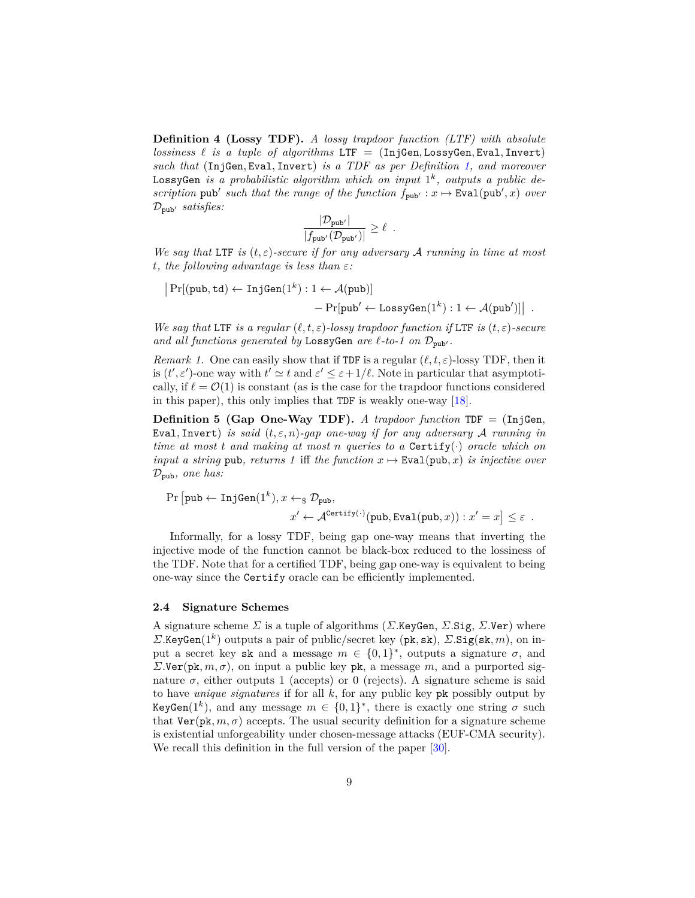**Definition 4 (Lossy TDF).** *A lossy trapdoor function (LTF) with absolute lossiness $\ell$ is a tuple of algorithms* $\mathtt{LTF} = (\mathtt{InjGen}, \mathtt{LossyGen}, \mathtt{Eval}, \mathtt{Invert})$ *such that* $(\mathtt{InjGen}, \mathtt{Eval}, \mathtt{Invert})$ *is a TDF as per Definition 1, and moreover* $\mathtt{LossyGen}$ *is a probabilistic algorithm which on input $1^k$, outputs a public description* $\mathtt{pub}'$ *such that the range of the function* $f_{\mathtt{pub}'} : x \mapsto \mathtt{Eval}(\mathtt{pub}', x)$ *over* $\mathcal{D}_{\mathtt{pub}'}$ *satisfies:*

$$\frac{|\mathcal{D}_{\mathtt{pub}'}|}{|f_{\mathtt{pub}'}(\mathcal{D}_{\mathtt{pub}'})|} \geq \ell \enspace .$$

*We say that* $\mathtt{LTF}$ *is $(t, \varepsilon)$-secure if for any adversary $\mathcal{A}$ running in time at most $t$, the following advantage is less than $\varepsilon$:*

$$\Big| \Pr[(\mathtt{pub}, \mathtt{td}) \leftarrow \mathtt{InjGen}(1^k) : 1 \leftarrow \mathcal{A}(\mathtt{pub})] \\ - \Pr[\mathtt{pub}' \leftarrow \mathtt{LossyGen}(1^k) : 1 \leftarrow \mathcal{A}(\mathtt{pub}')] \Big| \enspace .$$

*We say that* $\mathtt{LTF}$ *is a regular $(\ell, t, \varepsilon)$-lossy trapdoor function if* $\mathtt{LTF}$ *is $(t, \varepsilon)$-secure and all functions generated by* $\mathtt{LossyGen}$ *are $\ell$-to-1 on* $\mathcal{D}_{\mathtt{pub}'}$*.*

*Remark 1.* One can easily show that if $\mathtt{TDF}$ is a regular $(\ell, t, \varepsilon)$-lossy TDF, then it is $(t', \varepsilon')$-one way with $t' \simeq t$ and $\varepsilon' \leq \varepsilon + 1/\ell$. Note in particular that asymptotically, if $\ell = \mathcal{O}(1)$ is constant (as is the case for the trapdoor functions considered in this paper), this only implies that $\mathtt{TDF}$ is weakly one-way [18].

**Definition 5 (Gap One-Way TDF).** *A trapdoor function* $\mathtt{TDF} = (\mathtt{InjGen}, \mathtt{Eval}, \mathtt{Invert})$ *is said $(t, \varepsilon, n)$-gap one-way if for any adversary $\mathcal{A}$ running in time at most $t$ and making at most $n$ queries to a* $\mathtt{Certify}(\cdot)$ *oracle which on input a string* $\mathtt{pub}$*, returns 1* iff *the function* $x \mapsto \mathtt{Eval}(\mathtt{pub}, x)$ *is injective over* $\mathcal{D}_{\mathtt{pub}}$*, one has:*

$$\Pr \big[ \mathtt{pub} \leftarrow \mathtt{InjGen}(1^k), x \leftarrow_\$ \mathcal{D}_{\mathtt{pub}}, \\ x' \leftarrow \mathcal{A}^{\mathtt{Certify}(\cdot)}(\mathtt{pub}, \mathtt{Eval}(\mathtt{pub}, x)) : x' = x \big] \leq \varepsilon \enspace .$$

Informally, for a lossy TDF, being gap one-way means that inverting the injective mode of the function cannot be black-box reduced to the lossiness of the TDF. Note that for a certified TDF, being gap one-way is equivalent to being one-way since the $\mathtt{Certify}$ oracle can be efficiently implemented.

### 2.4 Signature Schemes

A signature scheme $\Sigma$ is a tuple of algorithms ($\Sigma.\mathtt{KeyGen}$, $\Sigma.\mathtt{Sig}$, $\Sigma.\mathtt{Ver}$) where $\Sigma.\mathtt{KeyGen}(1^k)$ outputs a pair of public/secret key $(\mathtt{pk}, \mathtt{sk})$, $\Sigma.\mathtt{Sig}(\mathtt{sk}, m)$, on input a secret key $\mathtt{sk}$ and a message $m \in \{0,1\}^*$, outputs a signature $\sigma$, and $\Sigma.\mathtt{Ver}(\mathtt{pk}, m, \sigma)$, on input a public key $\mathtt{pk}$, a message $m$, and a purported signature $\sigma$, either outputs 1 (accepts) or 0 (rejects). A signature scheme is said to have *unique signatures* if for all $k$, for any public key $\mathtt{pk}$ possibly output by $\mathtt{KeyGen}(1^k)$, and any message $m \in \{0,1\}^*$, there is exactly one string $\sigma$ such that $\mathtt{Ver}(\mathtt{pk}, m, \sigma)$ accepts. The usual security definition for a signature scheme is existential unforgeability under chosen-message attacks (EUF-CMA security). We recall this definition in the full version of the paper [30].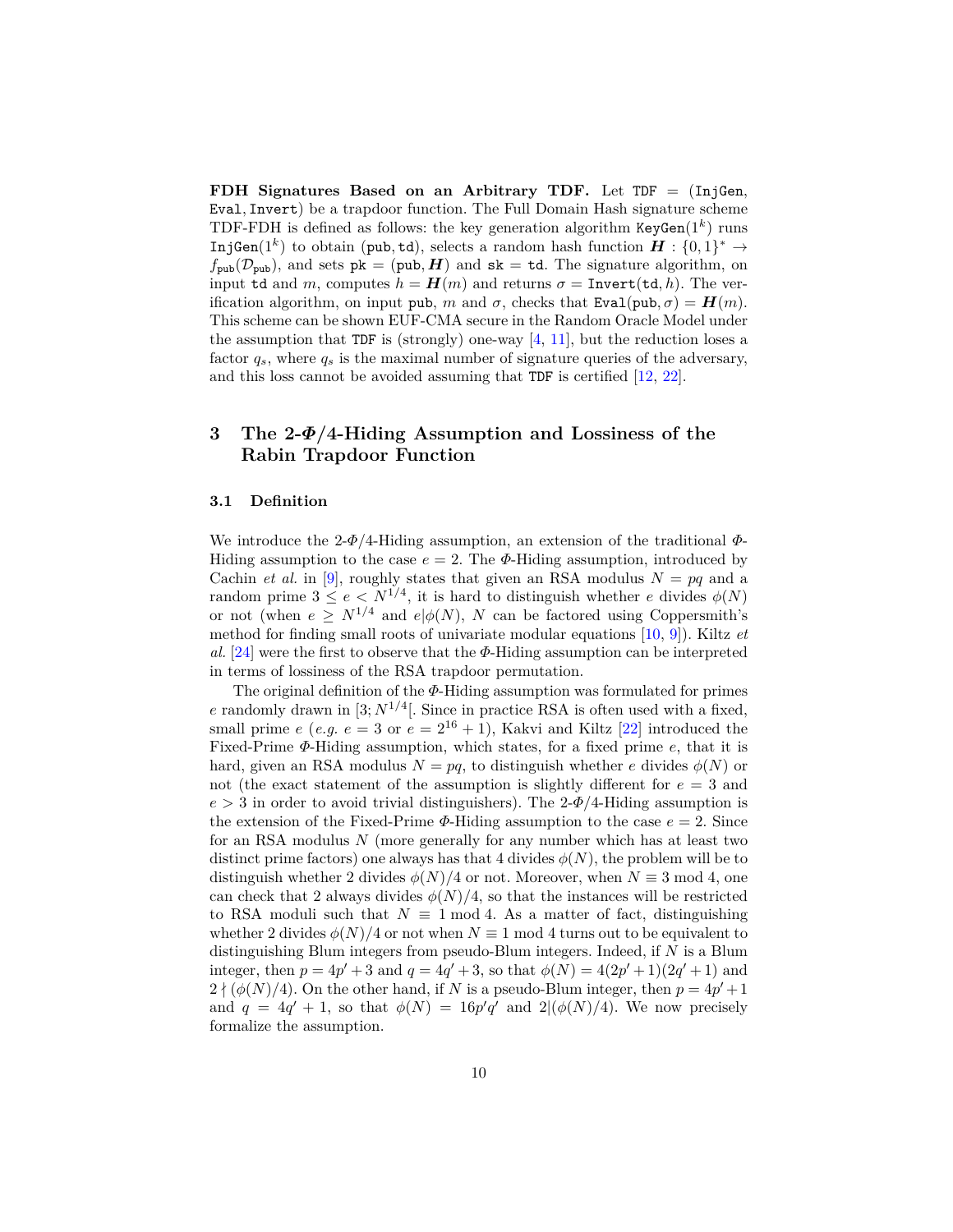**FDH Signatures Based on an Arbitrary TDF.** Let $\texttt{TDF} = (\texttt{InjGen}, \texttt{Eval}, \texttt{Invert})$ be a trapdoor function. The Full Domain Hash signature scheme TDF-FDH is defined as follows: the key generation algorithm $\texttt{KeyGen}(1^k)$ runs $\texttt{InjGen}(1^k)$ to obtain $(\texttt{pub}, \texttt{td})$, selects a random hash function $\boldsymbol{H} : \{0,1\}^* \rightarrow f_{\texttt{pub}}(\mathcal{D}_{\texttt{pub}})$, and sets $\texttt{pk} = (\texttt{pub}, \boldsymbol{H})$ and $\texttt{sk} = \texttt{td}$. The signature algorithm, on input $\texttt{td}$ and $m$, computes $h = \boldsymbol{H}(m)$ and returns $\sigma = \texttt{Invert}(\texttt{td}, h)$. The verification algorithm, on input $\texttt{pub}$, $m$ and $\sigma$, checks that $\texttt{Eval}(\texttt{pub}, \sigma) = \boldsymbol{H}(m)$. This scheme can be shown EUF-CMA secure in the Random Oracle Model under the assumption that $\texttt{TDF}$ is (strongly) one-way [4, 11], but the reduction loses a factor $q_s$, where $q_s$ is the maximal number of signature queries of the adversary, and this loss cannot be avoided assuming that $\texttt{TDF}$ is certified [12, 22].

## 3 The 2-$\Phi$/4-Hiding Assumption and Lossiness of the Rabin Trapdoor Function

### 3.1 Definition

We introduce the 2-$\Phi$/4-Hiding assumption, an extension of the traditional $\Phi$-Hiding assumption to the case $e = 2$. The $\Phi$-Hiding assumption, introduced by Cachin *et al.* in [9], roughly states that given an RSA modulus $N = pq$ and a random prime $3 \leq e < N^{1/4}$, it is hard to distinguish whether $e$ divides $\phi(N)$ or not (when $e \geq N^{1/4}$ and $e|\phi(N)$, $N$ can be factored using Coppersmith's method for finding small roots of univariate modular equations [10, 9]). Kiltz *et al.* [24] were the first to observe that the $\Phi$-Hiding assumption can be interpreted in terms of lossiness of the RSA trapdoor permutation.

The original definition of the $\Phi$-Hiding assumption was formulated for primes $e$ randomly drawn in $[3; N^{1/4}[$. Since in practice RSA is often used with a fixed, small prime $e$ (*e.g.* $e = 3$ or $e = 2^{16} + 1$), Kakvi and Kiltz [22] introduced the Fixed-Prime $\Phi$-Hiding assumption, which states, for a fixed prime $e$, that it is hard, given an RSA modulus $N = pq$, to distinguish whether $e$ divides $\phi(N)$ or not (the exact statement of the assumption is slightly different for $e = 3$ and $e > 3$ in order to avoid trivial distinguishers). The 2-$\Phi$/4-Hiding assumption is the extension of the Fixed-Prime $\Phi$-Hiding assumption to the case $e = 2$. Since for an RSA modulus $N$ (more generally for any number which has at least two distinct prime factors) one always has that 4 divides $\phi(N)$, the problem will be to distinguish whether 2 divides $\phi(N)/4$ or not. Moreover, when $N \equiv 3 \bmod 4$, one can check that 2 always divides $\phi(N)/4$, so that the instances will be restricted to RSA moduli such that $N \equiv 1 \bmod 4$. As a matter of fact, distinguishing whether 2 divides $\phi(N)/4$ or not when $N \equiv 1 \bmod 4$ turns out to be equivalent to distinguishing Blum integers from pseudo-Blum integers. Indeed, if $N$ is a Blum integer, then $p = 4p' + 3$ and $q = 4q' + 3$, so that $\phi(N) = 4(2p' + 1)(2q' + 1)$ and $2 \nmid (\phi(N)/4)$. On the other hand, if $N$ is a pseudo-Blum integer, then $p = 4p' + 1$ and $q = 4q' + 1$, so that $\phi(N) = 16p'q'$ and $2|(\phi(N)/4)$. We now precisely formalize the assumption.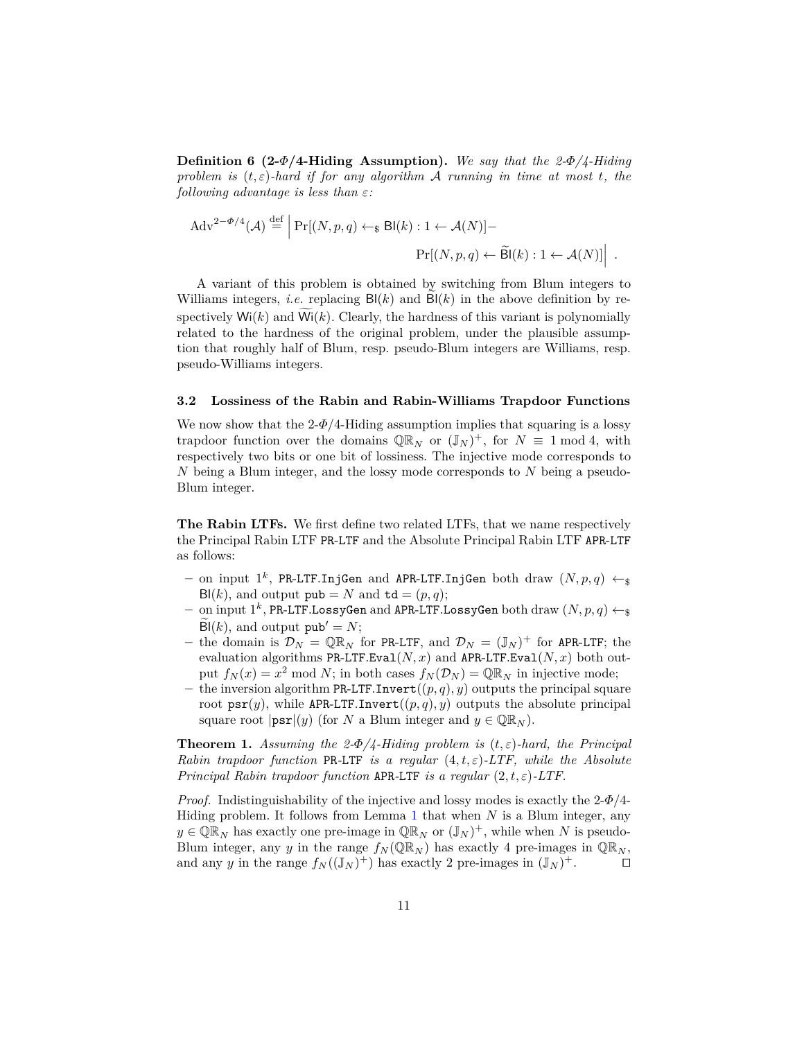**Definition 6 (2-$\Phi$/4-Hiding Assumption).** *We say that the 2-$\Phi$/4-Hiding problem is $(t, \varepsilon)$-hard if for any algorithm $\mathcal{A}$ running in time at most $t$, the following advantage is less than $\varepsilon$:*

$$\mathrm{Adv}^{2-\Phi/4}(\mathcal{A}) \stackrel{\mathrm{def}}{=} \Big| \Pr[(N, p, q) \leftarrow_\$ \mathsf{Bl}(k) : 1 \leftarrow \mathcal{A}(N)] - \Pr[(N, p, q) \leftarrow \widetilde{\mathsf{Bl}}(k) : 1 \leftarrow \mathcal{A}(N)] \Big| \ .$$

A variant of this problem is obtained by switching from Blum integers to Williams integers, *i.e.* replacing $\mathsf{Bl}(k)$ and $\widetilde{\mathsf{Bl}}(k)$ in the above definition by respectively $\mathsf{Wi}(k)$ and $\widetilde{\mathsf{Wi}}(k)$. Clearly, the hardness of this variant is polynomially related to the hardness of the original problem, under the plausible assumption that roughly half of Blum, resp. pseudo-Blum integers are Williams, resp. pseudo-Williams integers.

### 3.2 Lossiness of the Rabin and Rabin-Williams Trapdoor Functions

We now show that the 2-$\Phi$/4-Hiding assumption implies that squaring is a lossy trapdoor function over the domains $\mathbb{QR}_N$ or $(\mathbb{J}_N)^+$, for $N \equiv 1 \bmod 4$, with respectively two bits or one bit of lossiness. The injective mode corresponds to $N$ being a Blum integer, and the lossy mode corresponds to $N$ being a pseudo-Blum integer.

**The Rabin LTFs.** We first define two related LTFs, that we name respectively the Principal Rabin LTF `PR-LTF` and the Absolute Principal Rabin LTF `APR-LTF` as follows:

- on input $1^k$, `PR-LTF.InjGen` and `APR-LTF.InjGen` both draw $(N, p, q) \leftarrow_\$ \mathsf{Bl}(k)$, and output $\mathtt{pub} = N$ and $\mathtt{td} = (p, q)$;
- on input $1^k$, `PR-LTF.LossyGen` and `APR-LTF.LossyGen` both draw $(N, p, q) \leftarrow_\$ \widetilde{\mathsf{Bl}}(k)$, and output $\mathtt{pub}' = N$;
- the domain is $\mathcal{D}_N = \mathbb{QR}_N$ for `PR-LTF`, and $\mathcal{D}_N = (\mathbb{J}_N)^+$ for `APR-LTF`; the evaluation algorithms `PR-LTF.Eval`$(N, x)$ and `APR-LTF.Eval`$(N, x)$ both output $f_N(x) = x^2 \bmod N$; in both cases $f_N(\mathcal{D}_N) = \mathbb{QR}_N$ in injective mode;
- the inversion algorithm `PR-LTF.Invert`$((p, q), y)$ outputs the principal square root $\mathtt{psr}(y)$, while `APR-LTF.Invert`$((p, q), y)$ outputs the absolute principal square root $|\mathtt{psr}|(y)$ (for $N$ a Blum integer and $y \in \mathbb{QR}_N$).

**Theorem 1.** *Assuming the 2-$\Phi$/4-Hiding problem is $(t, \varepsilon)$-hard, the Principal Rabin trapdoor function* `PR-LTF` *is a regular $(4, t, \varepsilon)$-LTF, while the Absolute Principal Rabin trapdoor function* `APR-LTF` *is a regular $(2, t, \varepsilon)$-LTF.*

*Proof.* Indistinguishability of the injective and lossy modes is exactly the 2-$\Phi$/4-Hiding problem. It follows from Lemma 1 that when $N$ is a Blum integer, any $y \in \mathbb{QR}_N$ has exactly one pre-image in $\mathbb{QR}_N$ or $(\mathbb{J}_N)^+$, while when $N$ is pseudo-Blum integer, any $y$ in the range $f_N(\mathbb{QR}_N)$ has exactly 4 pre-images in $\mathbb{QR}_N$, and any $y$ in the range $f_N((\mathbb{J}_N)^+)$ has exactly 2 pre-images in $(\mathbb{J}_N)^+$. $\square$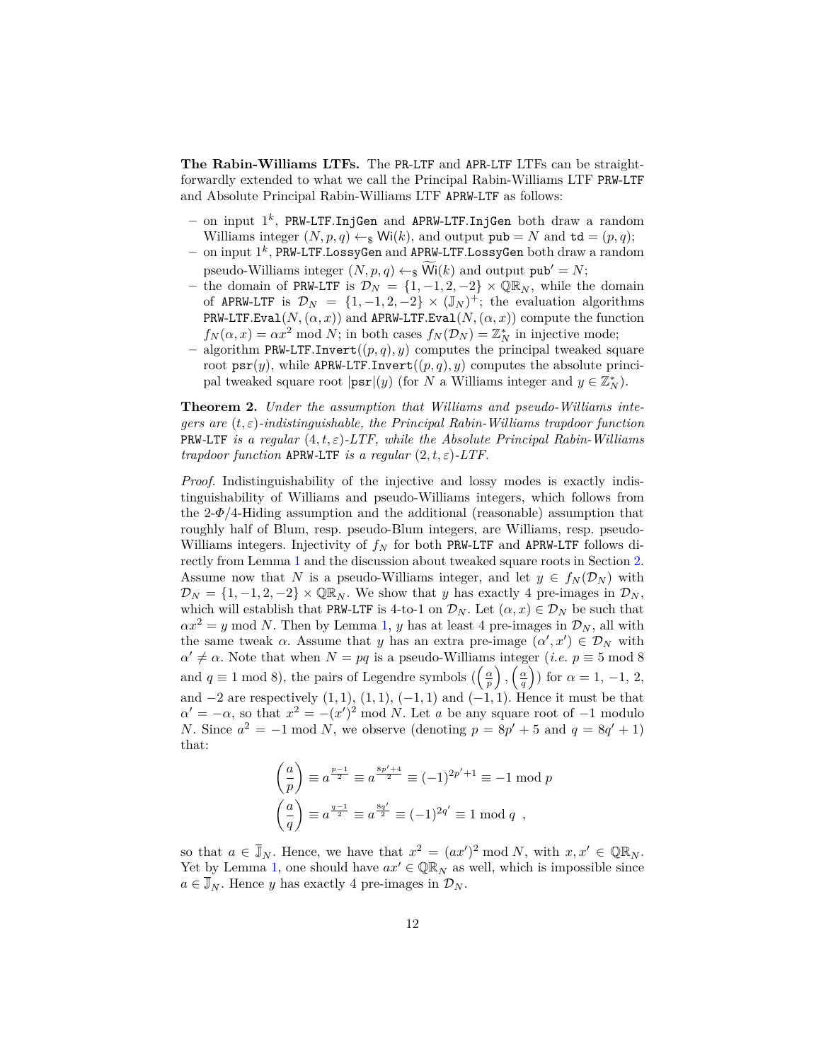**The Rabin-Williams LTFs.** The PR-LTF and APR-LTF LTFs can be straightforwardly extended to what we call the Principal Rabin-Williams LTF PRW-LTF and Absolute Principal Rabin-Williams LTF APRW-LTF as follows:

- on input $1^k$, PRW-LTF.InjGen and APRW-LTF.InjGen both draw a random Williams integer $(N, p, q) \leftarrow_\$ \mathsf{Wi}(k)$, and output $\mathtt{pub} = N$ and $\mathtt{td} = (p, q)$;
- on input $1^k$, PRW-LTF.LossyGen and APRW-LTF.LossyGen both draw a random pseudo-Williams integer $(N, p, q) \leftarrow_\$ \widetilde{\mathsf{Wi}}(k)$ and output $\mathtt{pub}' = N$;
- the domain of PRW-LTF is $\mathcal{D}_N = \{1, -1, 2, -2\} \times \mathbb{QR}_N$, while the domain of APRW-LTF is $\mathcal{D}_N = \{1, -1, 2, -2\} \times (\mathbb{J}_N)^+$; the evaluation algorithms PRW-LTF.Eval$(N, (\alpha, x))$ and APRW-LTF.Eval$(N, (\alpha, x))$ compute the function $f_N(\alpha, x) = \alpha x^2 \bmod N$; in both cases $f_N(\mathcal{D}_N) = \mathbb{Z}_N^*$ in injective mode;
- algorithm PRW-LTF.Invert$((p, q), y)$ computes the principal tweaked square root $\mathtt{psr}(y)$, while APRW-LTF.Invert$((p, q), y)$ computes the absolute principal tweaked square root $|\mathtt{psr}|(y)$ (for $N$ a Williams integer and $y \in \mathbb{Z}_N^*$).

**Theorem 2.** *Under the assumption that Williams and pseudo-Williams integers are $(t, \varepsilon)$-indistinguishable, the Principal Rabin-Williams trapdoor function* PRW-LTF *is a regular $(4, t, \varepsilon)$-LTF, while the Absolute Principal Rabin-Williams trapdoor function* APRW-LTF *is a regular $(2, t, \varepsilon)$-LTF.*

*Proof.* Indistinguishability of the injective and lossy modes is exactly indistinguishability of Williams and pseudo-Williams integers, which follows from the 2-$\Phi$/4-Hiding assumption and the additional (reasonable) assumption that roughly half of Blum, resp. pseudo-Blum integers, are Williams, resp. pseudo-Williams integers. Injectivity of $f_N$ for both PRW-LTF and APRW-LTF follows directly from Lemma 1 and the discussion about tweaked square roots in Section 2. Assume now that $N$ is a pseudo-Williams integer, and let $y \in f_N(\mathcal{D}_N)$ with $\mathcal{D}_N = \{1, -1, 2, -2\} \times \mathbb{QR}_N$. We show that $y$ has exactly 4 pre-images in $\mathcal{D}_N$, which will establish that PRW-LTF is 4-to-1 on $\mathcal{D}_N$. Let $(\alpha, x) \in \mathcal{D}_N$ be such that $\alpha x^2 = y \bmod N$. Then by Lemma 1, $y$ has at least 4 pre-images in $\mathcal{D}_N$, all with the same tweak $\alpha$. Assume that $y$ has an extra pre-image $(\alpha', x') \in \mathcal{D}_N$ with $\alpha' \neq \alpha$. Note that when $N = pq$ is a pseudo-Williams integer (*i.e.* $p \equiv 5 \bmod 8$ and $q \equiv 1 \bmod 8$), the pairs of Legendre symbols $\left(\left(\frac{\alpha}{p}\right), \left(\frac{\alpha}{q}\right)\right)$ for $\alpha = 1, -1, 2,$ and $-2$ are respectively $(1, 1)$, $(1, 1)$, $(-1, 1)$ and $(-1, 1)$. Hence it must be that $\alpha' = -\alpha$, so that $x^2 = -(x')^2 \bmod N$. Let $a$ be any square root of $-1$ modulo $N$. Since $a^2 = -1 \bmod N$, we observe (denoting $p = 8p' + 5$ and $q = 8q' + 1$) that:

$$\left(\frac{a}{p}\right) \equiv a^{\frac{p-1}{2}} \equiv a^{\frac{8p'+4}{2}} \equiv (-1)^{2p'+1} \equiv -1 \bmod p$$
$$\left(\frac{a}{q}\right) \equiv a^{\frac{q-1}{2}} \equiv a^{\frac{8q'}{2}} \equiv (-1)^{2q'} \equiv 1 \bmod q \ ,$$

so that $a \in \overline{\mathbb{J}}_N$. Hence, we have that $x^2 = (ax')^2 \bmod N$, with $x, x' \in \mathbb{QR}_N$. Yet by Lemma 1, one should have $ax' \in \mathbb{QR}_N$ as well, which is impossible since $a \in \overline{\mathbb{J}}_N$. Hence $y$ has exactly 4 pre-images in $\mathcal{D}_N$.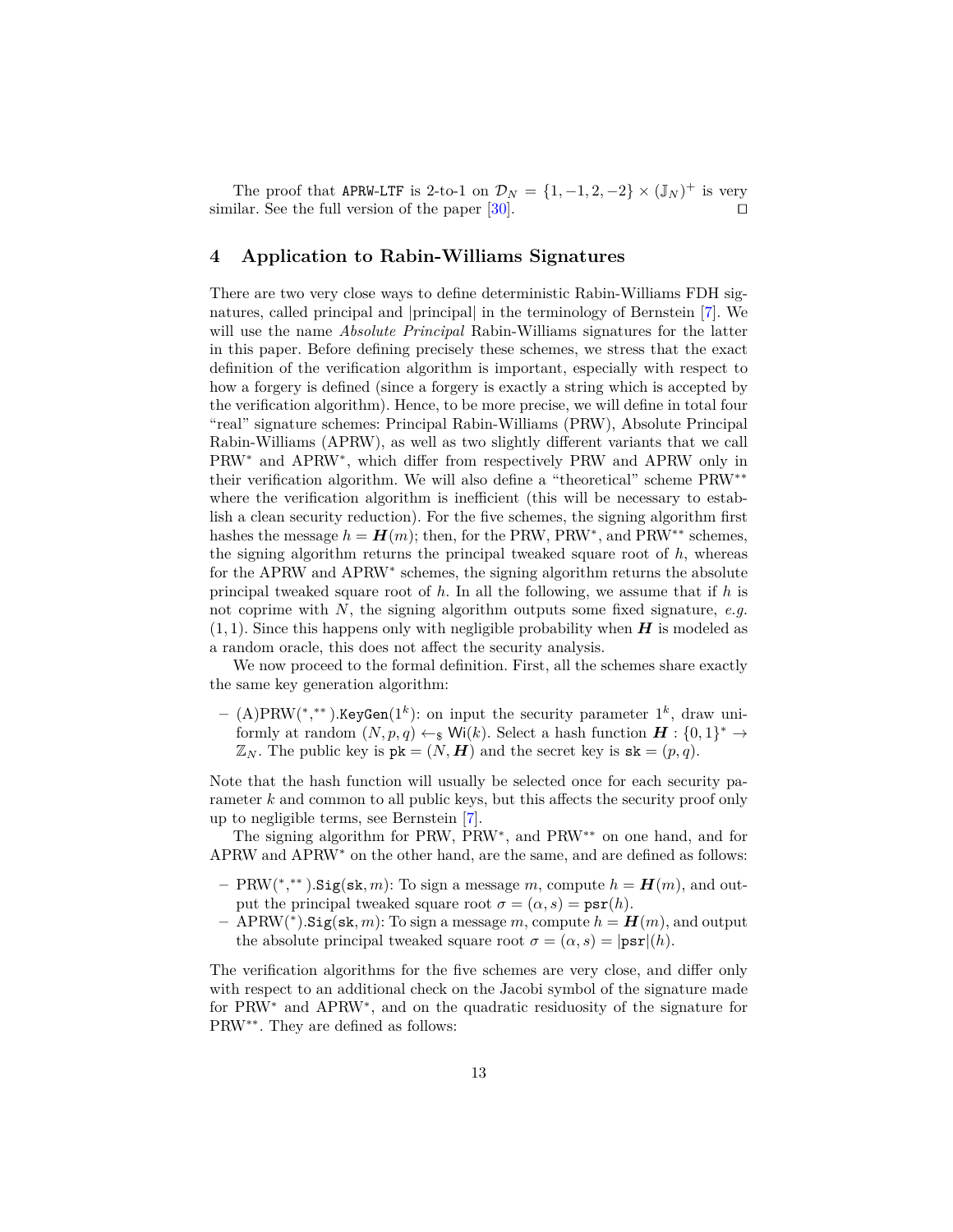The proof that APRW-LTF is 2-to-1 on $\mathcal{D}_N = \{1, -1, 2, -2\} \times (\mathbb{J}_N)^+$ is very similar. See the full version of the paper [30]. ◻

## 4 Application to Rabin-Williams Signatures

There are two very close ways to define deterministic Rabin-Williams FDH signatures, called principal and |principal| in the terminology of Bernstein [7]. We will use the name *Absolute Principal* Rabin-Williams signatures for the latter in this paper. Before defining precisely these schemes, we stress that the exact definition of the verification algorithm is important, especially with respect to how a forgery is defined (since a forgery is exactly a string which is accepted by the verification algorithm). Hence, to be more precise, we will define in total four "real" signature schemes: Principal Rabin-Williams (PRW), Absolute Principal Rabin-Williams (APRW), as well as two slightly different variants that we call PRW$^*$ and APRW$^*$, which differ from respectively PRW and APRW only in their verification algorithm. We will also define a "theoretical" scheme PRW$^{**}$ where the verification algorithm is inefficient (this will be necessary to establish a clean security reduction). For the five schemes, the signing algorithm first hashes the message $h = \boldsymbol{H}(m)$; then, for the PRW, PRW$^*$, and PRW$^{**}$ schemes, the signing algorithm returns the principal tweaked square root of $h$, whereas for the APRW and APRW$^*$ schemes, the signing algorithm returns the absolute principal tweaked square root of $h$. In all the following, we assume that if $h$ is not coprime with $N$, the signing algorithm outputs some fixed signature, *e.g.* $(1, 1)$. Since this happens only with negligible probability when $\boldsymbol{H}$ is modeled as a random oracle, this does not affect the security analysis.

We now proceed to the formal definition. First, all the schemes share exactly the same key generation algorithm:

– (A)PRW($^*$,$^{**}$).KeyGen($1^k$): on input the security parameter $1^k$, draw uniformly at random $(N, p, q) \leftarrow_\$ \mathsf{Wi}(k)$. Select a hash function $\boldsymbol{H} : \{0,1\}^* \to \mathbb{Z}_N$. The public key is $\mathtt{pk} = (N, \boldsymbol{H})$ and the secret key is $\mathtt{sk} = (p, q)$.

Note that the hash function will usually be selected once for each security parameter $k$ and common to all public keys, but this affects the security proof only up to negligible terms, see Bernstein [7].

The signing algorithm for PRW, PRW$^*$, and PRW$^{**}$ on one hand, and for APRW and APRW$^*$ on the other hand, are the same, and are defined as follows:

– PRW($^*$,$^{**}$).Sig(sk, $m$): To sign a message $m$, compute $h = \boldsymbol{H}(m)$, and output the principal tweaked square root $\sigma = (\alpha, s) = \mathtt{psr}(h)$.
– APRW($^*$).Sig(sk, $m$): To sign a message $m$, compute $h = \boldsymbol{H}(m)$, and output the absolute principal tweaked square root $\sigma = (\alpha, s) = |\mathtt{psr}|(h)$.

The verification algorithms for the five schemes are very close, and differ only with respect to an additional check on the Jacobi symbol of the signature made for PRW$^*$ and APRW$^*$, and on the quadratic residuosity of the signature for PRW$^{**}$. They are defined as follows: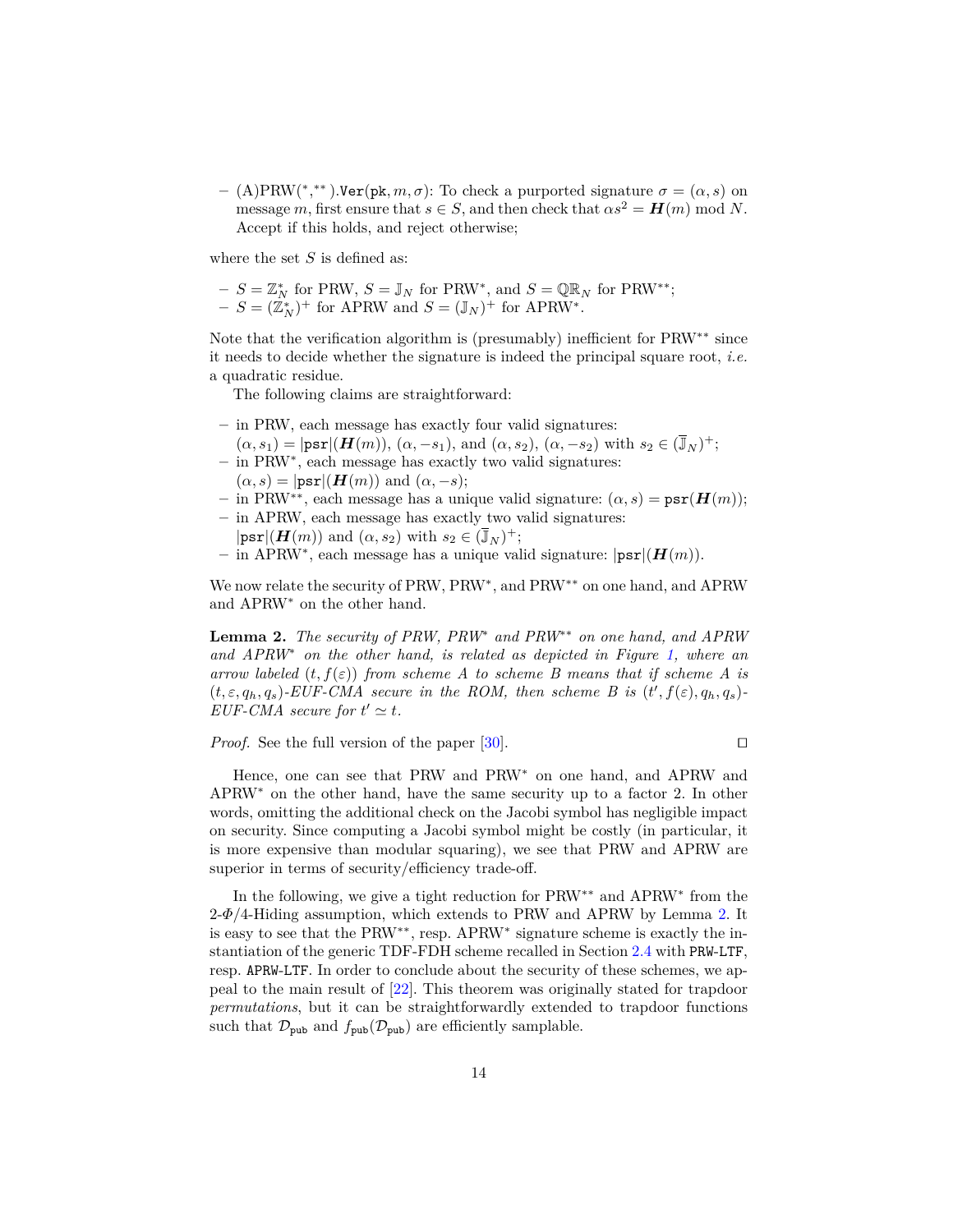– (A)PRW($^{*}$,$^{**}$).$\mathtt{Ver}(\mathtt{pk}, m, \sigma)$: To check a purported signature $\sigma = (\alpha, s)$ on message $m$, first ensure that $s \in S$, and then check that $\alpha s^2 = \boldsymbol{H}(m) \bmod N$. Accept if this holds, and reject otherwise;

where the set $S$ is defined as:

– $S = \mathbb{Z}_N^*$ for PRW, $S = \mathbb{J}_N$ for PRW$^*$, and $S = \mathbb{QR}_N$ for PRW$^{**}$;
– $S = (\mathbb{Z}_N^*)^+$ for APRW and $S = (\mathbb{J}_N)^+$ for APRW$^*$.

Note that the verification algorithm is (presumably) inefficient for PRW$^{**}$ since it needs to decide whether the signature is indeed the principal square root, *i.e.* a quadratic residue.

The following claims are straightforward:

– in PRW, each message has exactly four valid signatures: $(\alpha, s_1) = |\mathtt{psr}|(\boldsymbol{H}(m))$, $(\alpha, -s_1)$, and $(\alpha, s_2)$, $(\alpha, -s_2)$ with $s_2 \in (\overline{\mathbb{J}}_N)^+$;
– in PRW$^*$, each message has exactly two valid signatures: $(\alpha, s) = |\mathtt{psr}|(\boldsymbol{H}(m))$ and $(\alpha, -s)$;
– in PRW$^{**}$, each message has a unique valid signature: $(\alpha, s) = \mathtt{psr}(\boldsymbol{H}(m))$;
– in APRW, each message has exactly two valid signatures: $|\mathtt{psr}|(\boldsymbol{H}(m))$ and $(\alpha, s_2)$ with $s_2 \in (\overline{\mathbb{J}}_N)^+$;
– in APRW$^*$, each message has a unique valid signature: $|\mathtt{psr}|(\boldsymbol{H}(m))$.

We now relate the security of PRW, PRW$^*$, and PRW$^{**}$ on one hand, and APRW and APRW$^*$ on the other hand.

**Lemma 2.** *The security of PRW, PRW$^*$ and PRW$^{**}$ on one hand, and APRW and APRW$^*$ on the other hand, is related as depicted in Figure 1, where an arrow labeled $(t, f(\varepsilon))$ from scheme A to scheme B means that if scheme A is $(t, \varepsilon, q_h, q_s)$-EUF-CMA secure in the ROM, then scheme B is $(t', f(\varepsilon), q_h, q_s)$-EUF-CMA secure for $t' \simeq t$.*

*Proof.* See the full version of the paper [30]. ◻

Hence, one can see that PRW and PRW$^*$ on one hand, and APRW and APRW$^*$ on the other hand, have the same security up to a factor 2. In other words, omitting the additional check on the Jacobi symbol has negligible impact on security. Since computing a Jacobi symbol might be costly (in particular, it is more expensive than modular squaring), we see that PRW and APRW are superior in terms of security/efficiency trade-off.

In the following, we give a tight reduction for PRW$^{**}$ and APRW$^*$ from the 2-$\Phi$/4-Hiding assumption, which extends to PRW and APRW by Lemma 2. It is easy to see that the PRW$^{**}$, resp. APRW$^*$ signature scheme is exactly the instantiation of the generic TDF-FDH scheme recalled in Section 2.4 with `PRW-LTF`, resp. `APRW-LTF`. In order to conclude about the security of these schemes, we appeal to the main result of [22]. This theorem was originally stated for trapdoor *permutations*, but it can be straightforwardly extended to trapdoor functions such that $\mathcal{D}_{\mathtt{pub}}$ and $f_{\mathtt{pub}}(\mathcal{D}_{\mathtt{pub}})$ are efficiently samplable.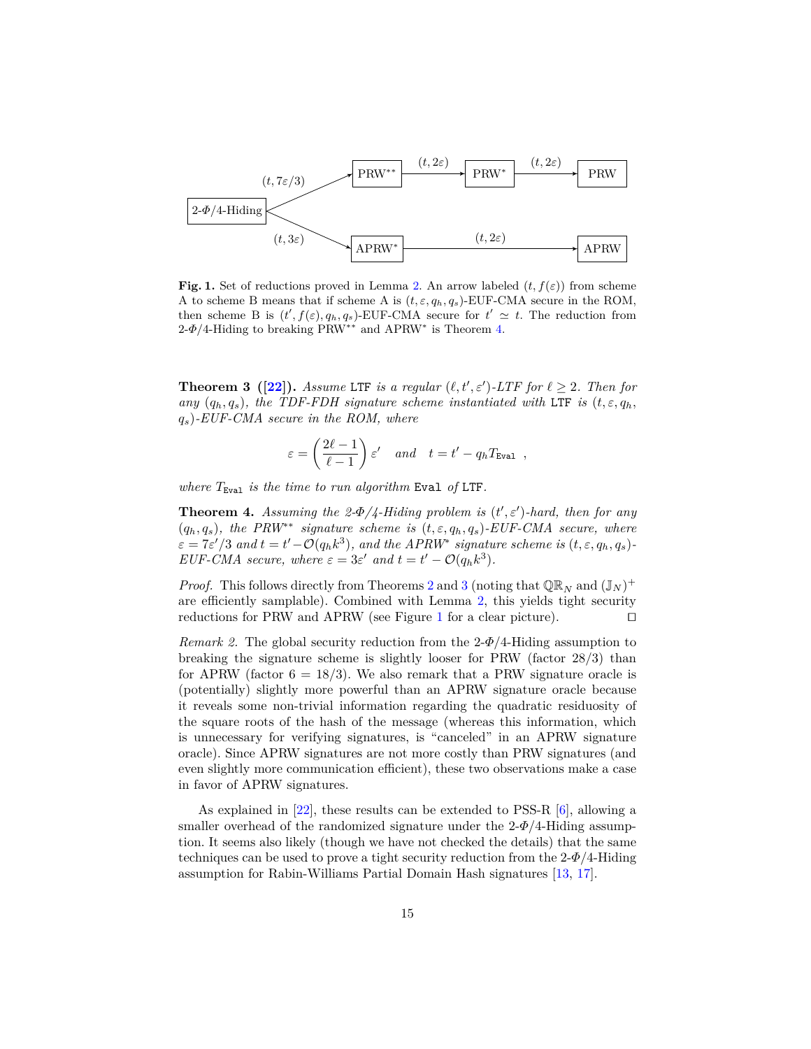**Fig. 1.** Set of reductions proved in Lemma 2. An arrow labeled $(t, f(\varepsilon))$ from scheme A to scheme B means that if scheme A is $(t, \varepsilon, q_h, q_s)$-EUF-CMA secure in the ROM, then scheme B is $(t', f(\varepsilon), q_h, q_s)$-EUF-CMA secure for $t' \simeq t$. The reduction from 2-$\Phi$/4-Hiding to breaking PRW$^{**}$ and APRW$^{*}$ is Theorem 4.

**Theorem 3 ([22]).** *Assume* LTF *is a regular* $(\ell, t', \varepsilon')$*-LTF for* $\ell \geq 2$*. Then for any* $(q_h, q_s)$*, the TDF-FDH signature scheme instantiated with* LTF *is* $(t, \varepsilon, q_h, q_s)$*-EUF-CMA secure in the ROM, where*

$$\varepsilon = \left(\frac{2\ell - 1}{\ell - 1}\right)\varepsilon' \quad \text{and} \quad t = t' - q_h T_{\texttt{Eval}} \ ,$$

*where* $T_{\texttt{Eval}}$ *is the time to run algorithm* Eval *of* LTF*.*

**Theorem 4.** *Assuming the 2-$\Phi$/4-Hiding problem is* $(t', \varepsilon')$*-hard, then for any* $(q_h, q_s)$*, the PRW$^{**}$ signature scheme is* $(t, \varepsilon, q_h, q_s)$*-EUF-CMA secure, where* $\varepsilon = 7\varepsilon'/3$ *and* $t = t' - \mathcal{O}(q_h k^3)$*, and the APRW$^{*}$ signature scheme is* $(t, \varepsilon, q_h, q_s)$*-EUF-CMA secure, where* $\varepsilon = 3\varepsilon'$ *and* $t = t' - \mathcal{O}(q_h k^3)$*.*

*Proof.* This follows directly from Theorems 2 and 3 (noting that $\mathbb{QR}_N$ and $(\mathbb{J}_N)^+$ are efficiently samplable). Combined with Lemma 2, this yields tight security reductions for PRW and APRW (see Figure 1 for a clear picture). ⊓⊔

*Remark 2.* The global security reduction from the 2-$\Phi$/4-Hiding assumption to breaking the signature scheme is slightly looser for PRW (factor 28/3) than for APRW (factor $6 = 18/3$). We also remark that a PRW signature oracle is (potentially) slightly more powerful than an APRW signature oracle because it reveals some non-trivial information regarding the quadratic residuosity of the square roots of the hash of the message (whereas this information, which is unnecessary for verifying signatures, is "canceled" in an APRW signature oracle). Since APRW signatures are not more costly than PRW signatures (and even slightly more communication efficient), these two observations make a case in favor of APRW signatures.

As explained in [22], these results can be extended to PSS-R [6], allowing a smaller overhead of the randomized signature under the 2-$\Phi$/4-Hiding assumption. It seems also likely (though we have not checked the details) that the same techniques can be used to prove a tight security reduction from the 2-$\Phi$/4-Hiding assumption for Rabin-Williams Partial Domain Hash signatures [13, 17].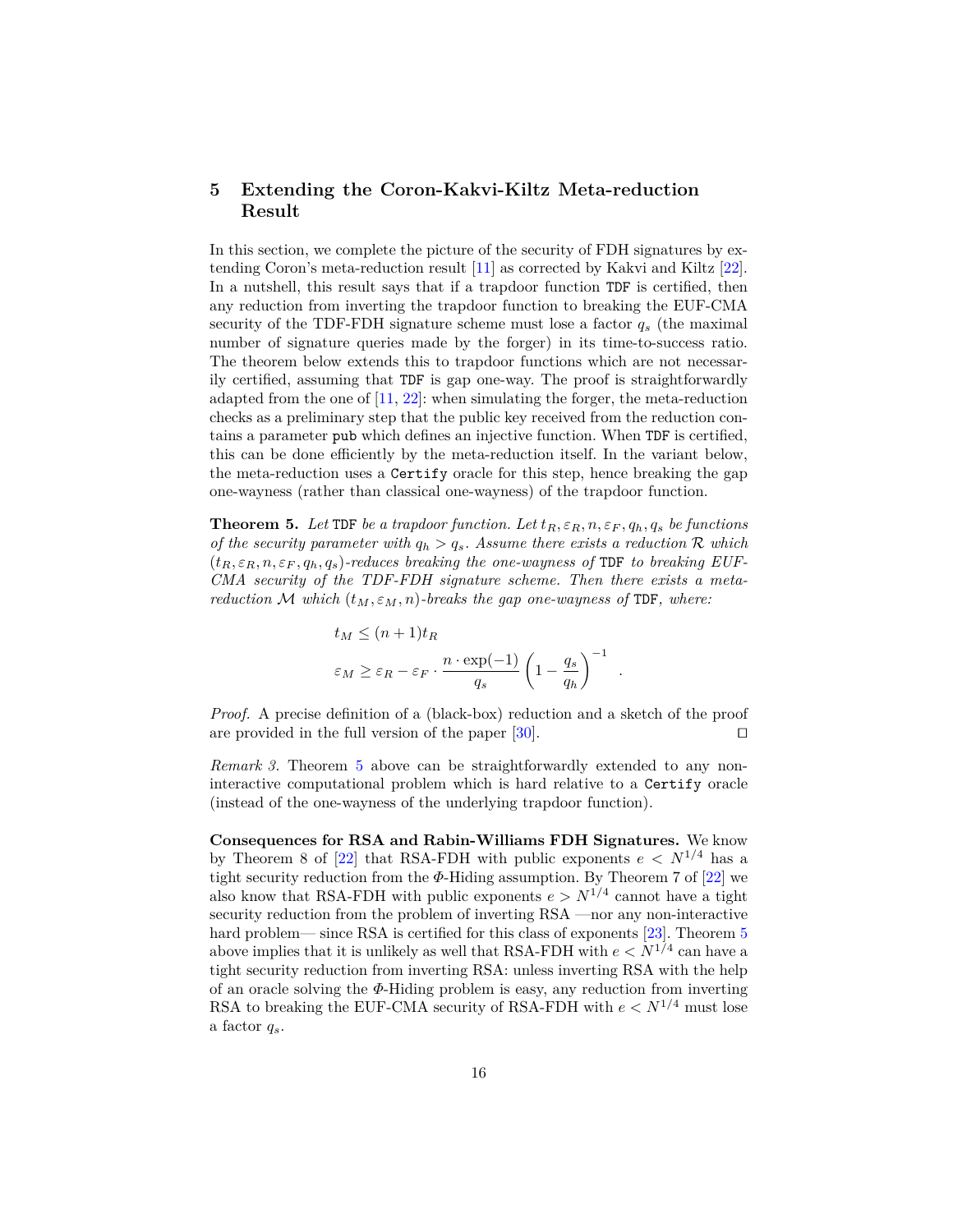## 5 Extending the Coron-Kakvi-Kiltz Meta-reduction Result

In this section, we complete the picture of the security of FDH signatures by extending Coron's meta-reduction result [11] as corrected by Kakvi and Kiltz [22]. In a nutshell, this result says that if a trapdoor function `TDF` is certified, then any reduction from inverting the trapdoor function to breaking the EUF-CMA security of the TDF-FDH signature scheme must lose a factor $q_s$ (the maximal number of signature queries made by the forger) in its time-to-success ratio. The theorem below extends this to trapdoor functions which are not necessarily certified, assuming that `TDF` is gap one-way. The proof is straightforwardly adapted from the one of [11, 22]: when simulating the forger, the meta-reduction checks as a preliminary step that the public key received from the reduction contains a parameter `pub` which defines an injective function. When `TDF` is certified, this can be done efficiently by the meta-reduction itself. In the variant below, the meta-reduction uses a `Certify` oracle for this step, hence breaking the gap one-wayness (rather than classical one-wayness) of the trapdoor function.

**Theorem 5.** *Let* `TDF` *be a trapdoor function. Let $t_R, \varepsilon_R, n, \varepsilon_F, q_h, q_s$ be functions of the security parameter with $q_h > q_s$. Assume there exists a reduction $\mathcal{R}$ which $(t_R, \varepsilon_R, n, \varepsilon_F, q_h, q_s)$-reduces breaking the one-wayness of* `TDF` *to breaking EUF-CMA security of the TDF-FDH signature scheme. Then there exists a meta-reduction $\mathcal{M}$ which $(t_M, \varepsilon_M, n)$-breaks the gap one-wayness of* `TDF`*, where:*

$$t_M \leq (n+1)t_R$$

$$\varepsilon_M \geq \varepsilon_R - \varepsilon_F \cdot \frac{n \cdot \exp(-1)}{q_s} \left(1 - \frac{q_s}{q_h}\right)^{-1} .$$

*Proof.* A precise definition of a (black-box) reduction and a sketch of the proof are provided in the full version of the paper [30]. □

*Remark 3.* Theorem 5 above can be straightforwardly extended to any non-interactive computational problem which is hard relative to a `Certify` oracle (instead of the one-wayness of the underlying trapdoor function).

**Consequences for RSA and Rabin-Williams FDH Signatures.** We know by Theorem 8 of [22] that RSA-FDH with public exponents $e < N^{1/4}$ has a tight security reduction from the $\Phi$-Hiding assumption. By Theorem 7 of [22] we also know that RSA-FDH with public exponents $e > N^{1/4}$ cannot have a tight security reduction from the problem of inverting RSA —nor any non-interactive hard problem— since RSA is certified for this class of exponents [23]. Theorem 5 above implies that it is unlikely as well that RSA-FDH with $e < N^{1/4}$ can have a tight security reduction from inverting RSA: unless inverting RSA with the help of an oracle solving the $\Phi$-Hiding problem is easy, any reduction from inverting RSA to breaking the EUF-CMA security of RSA-FDH with $e < N^{1/4}$ must lose a factor $q_s$.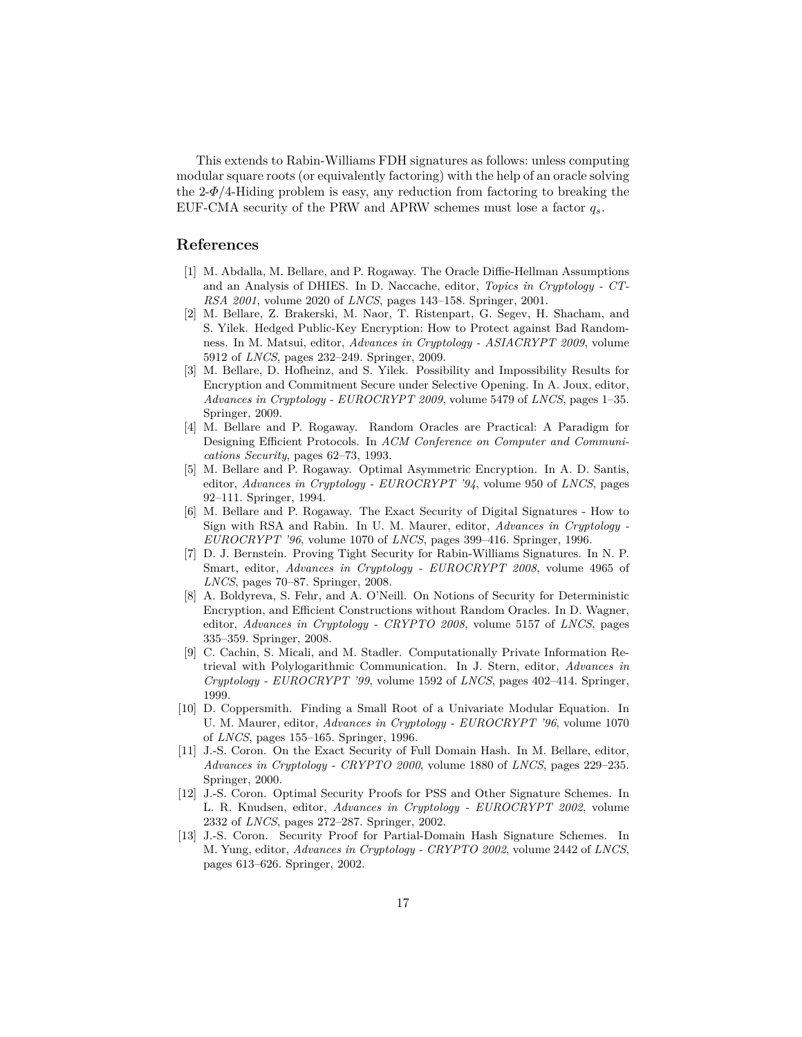This extends to Rabin-Williams FDH signatures as follows: unless computing modular square roots (or equivalently factoring) with the help of an oracle solving the 2-$\Phi$/4-Hiding problem is easy, any reduction from factoring to breaking the EUF-CMA security of the PRW and APRW schemes must lose a factor $q_s$.

## References

[1] M. Abdalla, M. Bellare, and P. Rogaway. The Oracle Diffie-Hellman Assumptions and an Analysis of DHIES. In D. Naccache, editor, *Topics in Cryptology - CT-RSA 2001*, volume 2020 of *LNCS*, pages 143–158. Springer, 2001.

[2] M. Bellare, Z. Brakerski, M. Naor, T. Ristenpart, G. Segev, H. Shacham, and S. Yilek. Hedged Public-Key Encryption: How to Protect against Bad Randomness. In M. Matsui, editor, *Advances in Cryptology - ASIACRYPT 2009*, volume 5912 of *LNCS*, pages 232–249. Springer, 2009.

[3] M. Bellare, D. Hofheinz, and S. Yilek. Possibility and Impossibility Results for Encryption and Commitment Secure under Selective Opening. In A. Joux, editor, *Advances in Cryptology - EUROCRYPT 2009*, volume 5479 of *LNCS*, pages 1–35. Springer, 2009.

[4] M. Bellare and P. Rogaway. Random Oracles are Practical: A Paradigm for Designing Efficient Protocols. In *ACM Conference on Computer and Communications Security*, pages 62–73, 1993.

[5] M. Bellare and P. Rogaway. Optimal Asymmetric Encryption. In A. D. Santis, editor, *Advances in Cryptology - EUROCRYPT '94*, volume 950 of *LNCS*, pages 92–111. Springer, 1994.

[6] M. Bellare and P. Rogaway. The Exact Security of Digital Signatures - How to Sign with RSA and Rabin. In U. M. Maurer, editor, *Advances in Cryptology - EUROCRYPT '96*, volume 1070 of *LNCS*, pages 399–416. Springer, 1996.

[7] D. J. Bernstein. Proving Tight Security for Rabin-Williams Signatures. In N. P. Smart, editor, *Advances in Cryptology - EUROCRYPT 2008*, volume 4965 of *LNCS*, pages 70–87. Springer, 2008.

[8] A. Boldyreva, S. Fehr, and A. O'Neill. On Notions of Security for Deterministic Encryption, and Efficient Constructions without Random Oracles. In D. Wagner, editor, *Advances in Cryptology - CRYPTO 2008*, volume 5157 of *LNCS*, pages 335–359. Springer, 2008.

[9] C. Cachin, S. Micali, and M. Stadler. Computationally Private Information Retrieval with Polylogarithmic Communication. In J. Stern, editor, *Advances in Cryptology - EUROCRYPT '99*, volume 1592 of *LNCS*, pages 402–414. Springer, 1999.

[10] D. Coppersmith. Finding a Small Root of a Univariate Modular Equation. In U. M. Maurer, editor, *Advances in Cryptology - EUROCRYPT '96*, volume 1070 of *LNCS*, pages 155–165. Springer, 1996.

[11] J.-S. Coron. On the Exact Security of Full Domain Hash. In M. Bellare, editor, *Advances in Cryptology - CRYPTO 2000*, volume 1880 of *LNCS*, pages 229–235. Springer, 2000.

[12] J.-S. Coron. Optimal Security Proofs for PSS and Other Signature Schemes. In L. R. Knudsen, editor, *Advances in Cryptology - EUROCRYPT 2002*, volume 2332 of *LNCS*, pages 272–287. Springer, 2002.

[13] J.-S. Coron. Security Proof for Partial-Domain Hash Signature Schemes. In M. Yung, editor, *Advances in Cryptology - CRYPTO 2002*, volume 2442 of *LNCS*, pages 613–626. Springer, 2002.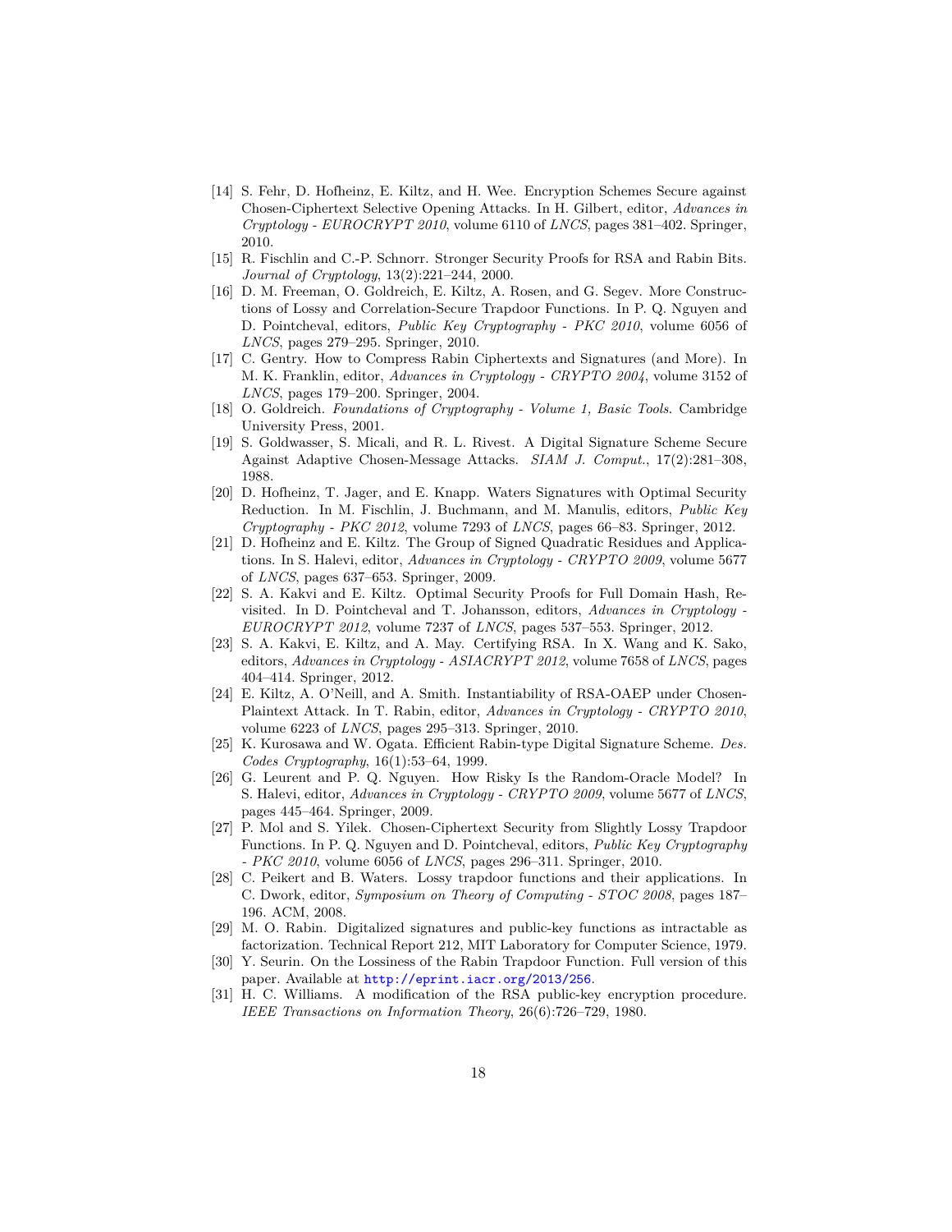[14] S. Fehr, D. Hofheinz, E. Kiltz, and H. Wee. Encryption Schemes Secure against Chosen-Ciphertext Selective Opening Attacks. In H. Gilbert, editor, *Advances in Cryptology - EUROCRYPT 2010*, volume 6110 of *LNCS*, pages 381–402. Springer, 2010.

[15] R. Fischlin and C.-P. Schnorr. Stronger Security Proofs for RSA and Rabin Bits. *Journal of Cryptology*, 13(2):221–244, 2000.

[16] D. M. Freeman, O. Goldreich, E. Kiltz, A. Rosen, and G. Segev. More Constructions of Lossy and Correlation-Secure Trapdoor Functions. In P. Q. Nguyen and D. Pointcheval, editors, *Public Key Cryptography - PKC 2010*, volume 6056 of *LNCS*, pages 279–295. Springer, 2010.

[17] C. Gentry. How to Compress Rabin Ciphertexts and Signatures (and More). In M. K. Franklin, editor, *Advances in Cryptology - CRYPTO 2004*, volume 3152 of *LNCS*, pages 179–200. Springer, 2004.

[18] O. Goldreich. *Foundations of Cryptography - Volume 1, Basic Tools*. Cambridge University Press, 2001.

[19] S. Goldwasser, S. Micali, and R. L. Rivest. A Digital Signature Scheme Secure Against Adaptive Chosen-Message Attacks. *SIAM J. Comput.*, 17(2):281–308, 1988.

[20] D. Hofheinz, T. Jager, and E. Knapp. Waters Signatures with Optimal Security Reduction. In M. Fischlin, J. Buchmann, and M. Manulis, editors, *Public Key Cryptography - PKC 2012*, volume 7293 of *LNCS*, pages 66–83. Springer, 2012.

[21] D. Hofheinz and E. Kiltz. The Group of Signed Quadratic Residues and Applications. In S. Halevi, editor, *Advances in Cryptology - CRYPTO 2009*, volume 5677 of *LNCS*, pages 637–653. Springer, 2009.

[22] S. A. Kakvi and E. Kiltz. Optimal Security Proofs for Full Domain Hash, Revisited. In D. Pointcheval and T. Johansson, editors, *Advances in Cryptology - EUROCRYPT 2012*, volume 7237 of *LNCS*, pages 537–553. Springer, 2012.

[23] S. A. Kakvi, E. Kiltz, and A. May. Certifying RSA. In X. Wang and K. Sako, editors, *Advances in Cryptology - ASIACRYPT 2012*, volume 7658 of *LNCS*, pages 404–414. Springer, 2012.

[24] E. Kiltz, A. O'Neill, and A. Smith. Instantiability of RSA-OAEP under Chosen-Plaintext Attack. In T. Rabin, editor, *Advances in Cryptology - CRYPTO 2010*, volume 6223 of *LNCS*, pages 295–313. Springer, 2010.

[25] K. Kurosawa and W. Ogata. Efficient Rabin-type Digital Signature Scheme. *Des. Codes Cryptography*, 16(1):53–64, 1999.

[26] G. Leurent and P. Q. Nguyen. How Risky Is the Random-Oracle Model? In S. Halevi, editor, *Advances in Cryptology - CRYPTO 2009*, volume 5677 of *LNCS*, pages 445–464. Springer, 2009.

[27] P. Mol and S. Yilek. Chosen-Ciphertext Security from Slightly Lossy Trapdoor Functions. In P. Q. Nguyen and D. Pointcheval, editors, *Public Key Cryptography - PKC 2010*, volume 6056 of *LNCS*, pages 296–311. Springer, 2010.

[28] C. Peikert and B. Waters. Lossy trapdoor functions and their applications. In C. Dwork, editor, *Symposium on Theory of Computing - STOC 2008*, pages 187–196. ACM, 2008.

[29] M. O. Rabin. Digitalized signatures and public-key functions as intractable as factorization. Technical Report 212, MIT Laboratory for Computer Science, 1979.

[30] Y. Seurin. On the Lossiness of the Rabin Trapdoor Function. Full version of this paper. Available at http://eprint.iacr.org/2013/256.

[31] H. C. Williams. A modification of the RSA public-key encryption procedure. *IEEE Transactions on Information Theory*, 26(6):726–729, 1980.